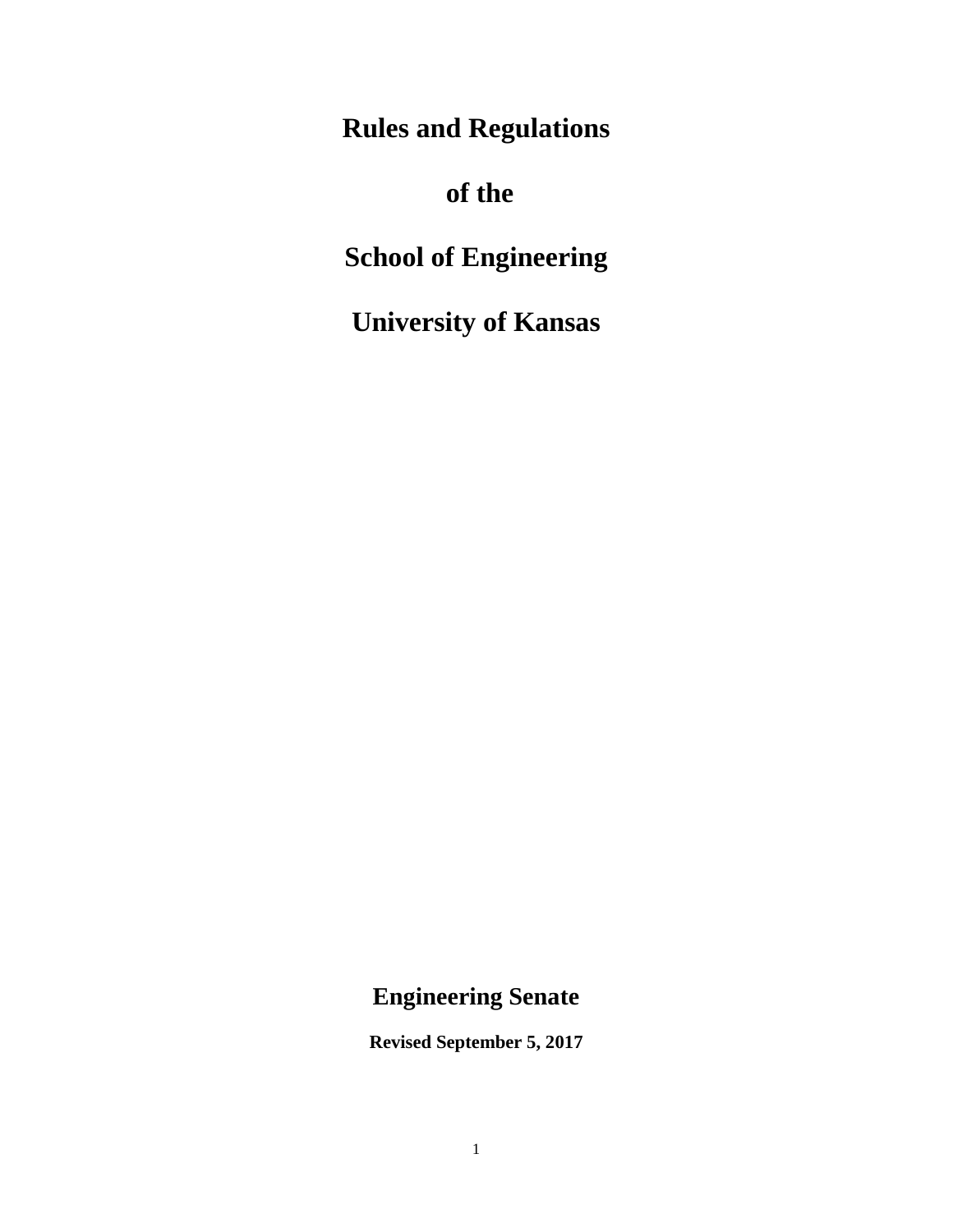# Rules and Regulations

# of the

# School of Engineering

# University of Kansas

## Engineering Senate

**Revised September 5, 2017**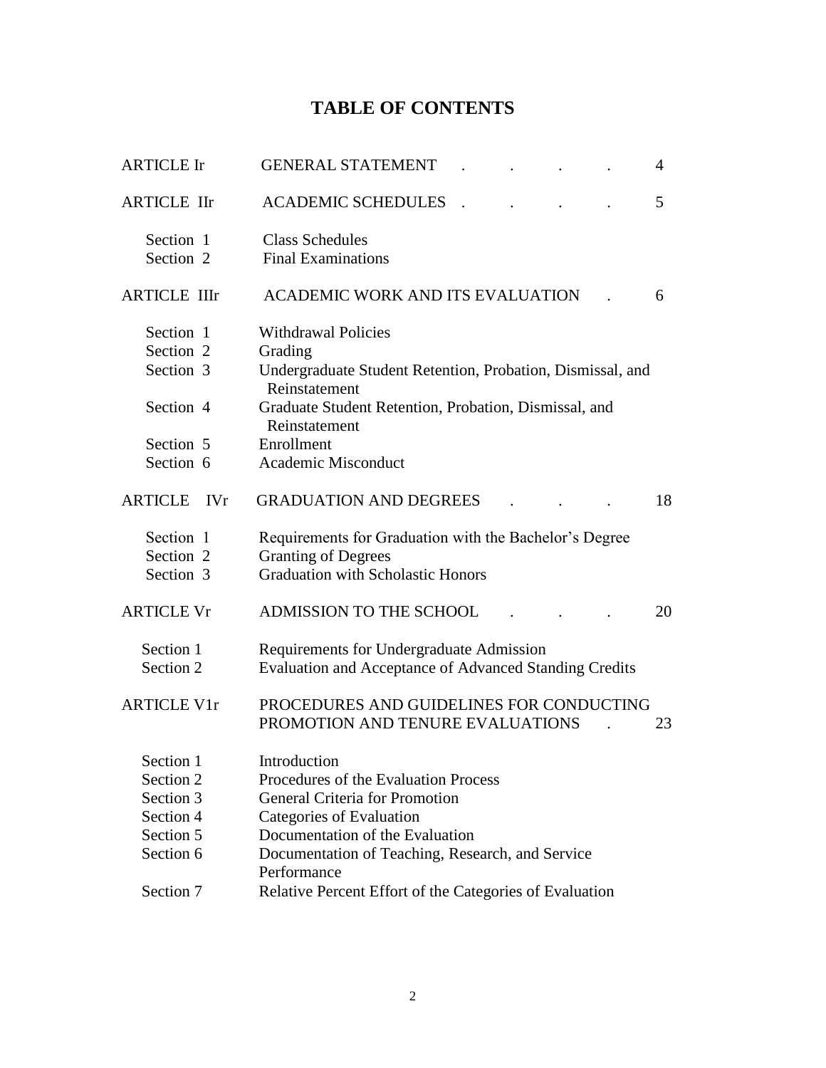# TABLE OF CONTENTS

| | | |
|---|---|---|
| ARTICLE Ir | GENERAL STATEMENT | 4 |
| ARTICLE IIr | ACADEMIC SCHEDULES | 5 |
| Section 1 | Class Schedules | |
| Section 2 | Final Examinations | |
| ARTICLE IIIr | ACADEMIC WORK AND ITS EVALUATION | 6 |
| Section 1 | Withdrawal Policies | |
| Section 2 | Grading | |
| Section 3 | Undergraduate Student Retention, Probation, Dismissal, and Reinstatement | |
| Section 4 | Graduate Student Retention, Probation, Dismissal, and Reinstatement | |
| Section 5 | Enrollment | |
| Section 6 | Academic Misconduct | |
| ARTICLE IVr | GRADUATION AND DEGREES | 18 |
| Section 1 | Requirements for Graduation with the Bachelor's Degree | |
| Section 2 | Granting of Degrees | |
| Section 3 | Graduation with Scholastic Honors | |
| ARTICLE Vr | ADMISSION TO THE SCHOOL | 20 |
| Section 1 | Requirements for Undergraduate Admission | |
| Section 2 | Evaluation and Acceptance of Advanced Standing Credits | |
| ARTICLE V1r | PROCEDURES AND GUIDELINES FOR CONDUCTING PROMOTION AND TENURE EVALUATIONS | 23 |
| Section 1 | Introduction | |
| Section 2 | Procedures of the Evaluation Process | |
| Section 3 | General Criteria for Promotion | |
| Section 4 | Categories of Evaluation | |
| Section 5 | Documentation of the Evaluation | |
| Section 6 | Documentation of Teaching, Research, and Service Performance | |
| Section 7 | Relative Percent Effort of the Categories of Evaluation | |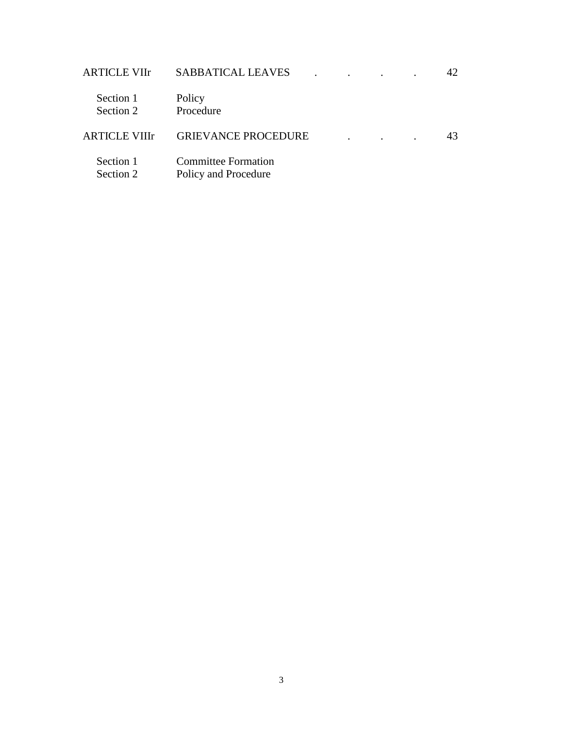| | | |
|---|---|---|
| ARTICLE VIIr | SABBATICAL LEAVES . . . . | 42 |
| Section 1 | Policy | |
| Section 2 | Procedure | |
| ARTICLE VIIIr | GRIEVANCE PROCEDURE . . . | 43 |
| Section 1 | Committee Formation | |
| Section 2 | Policy and Procedure | |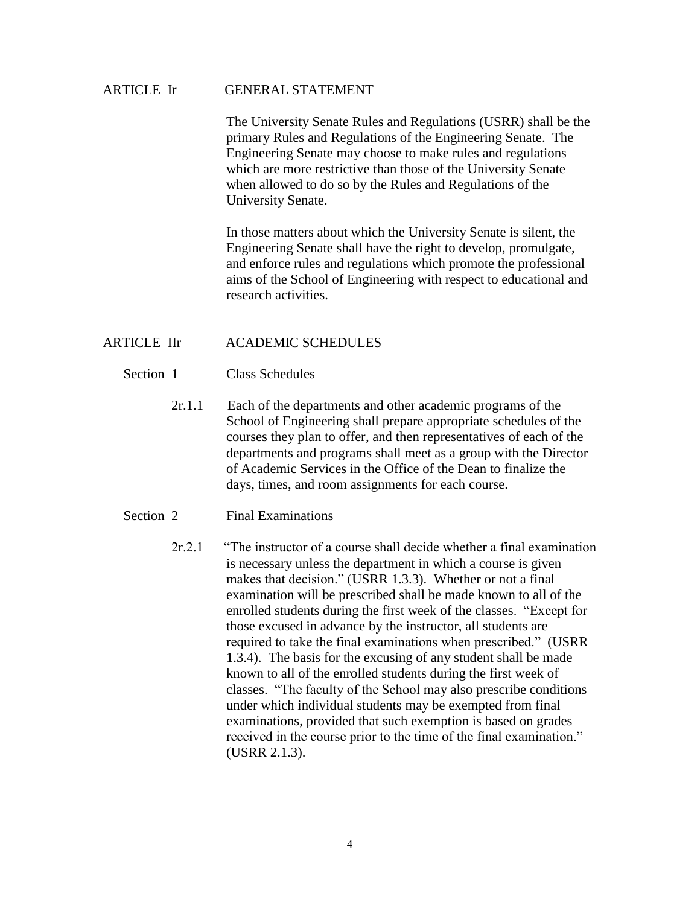## ARTICLE Ir GENERAL STATEMENT

The University Senate Rules and Regulations (USRR) shall be the primary Rules and Regulations of the Engineering Senate. The Engineering Senate may choose to make rules and regulations which are more restrictive than those of the University Senate when allowed to do so by the Rules and Regulations of the University Senate.

In those matters about which the University Senate is silent, the Engineering Senate shall have the right to develop, promulgate, and enforce rules and regulations which promote the professional aims of the School of Engineering with respect to educational and research activities.

## ARTICLE IIr ACADEMIC SCHEDULES

### Section 1 Class Schedules

2r.1.1 Each of the departments and other academic programs of the School of Engineering shall prepare appropriate schedules of the courses they plan to offer, and then representatives of each of the departments and programs shall meet as a group with the Director of Academic Services in the Office of the Dean to finalize the days, times, and room assignments for each course.

### Section 2 Final Examinations

2r.2.1 "The instructor of a course shall decide whether a final examination is necessary unless the department in which a course is given makes that decision." (USRR 1.3.3). Whether or not a final examination will be prescribed shall be made known to all of the enrolled students during the first week of the classes. "Except for those excused in advance by the instructor, all students are required to take the final examinations when prescribed." (USRR 1.3.4). The basis for the excusing of any student shall be made known to all of the enrolled students during the first week of classes. "The faculty of the School may also prescribe conditions under which individual students may be exempted from final examinations, provided that such exemption is based on grades received in the course prior to the time of the final examination." (USRR 2.1.3).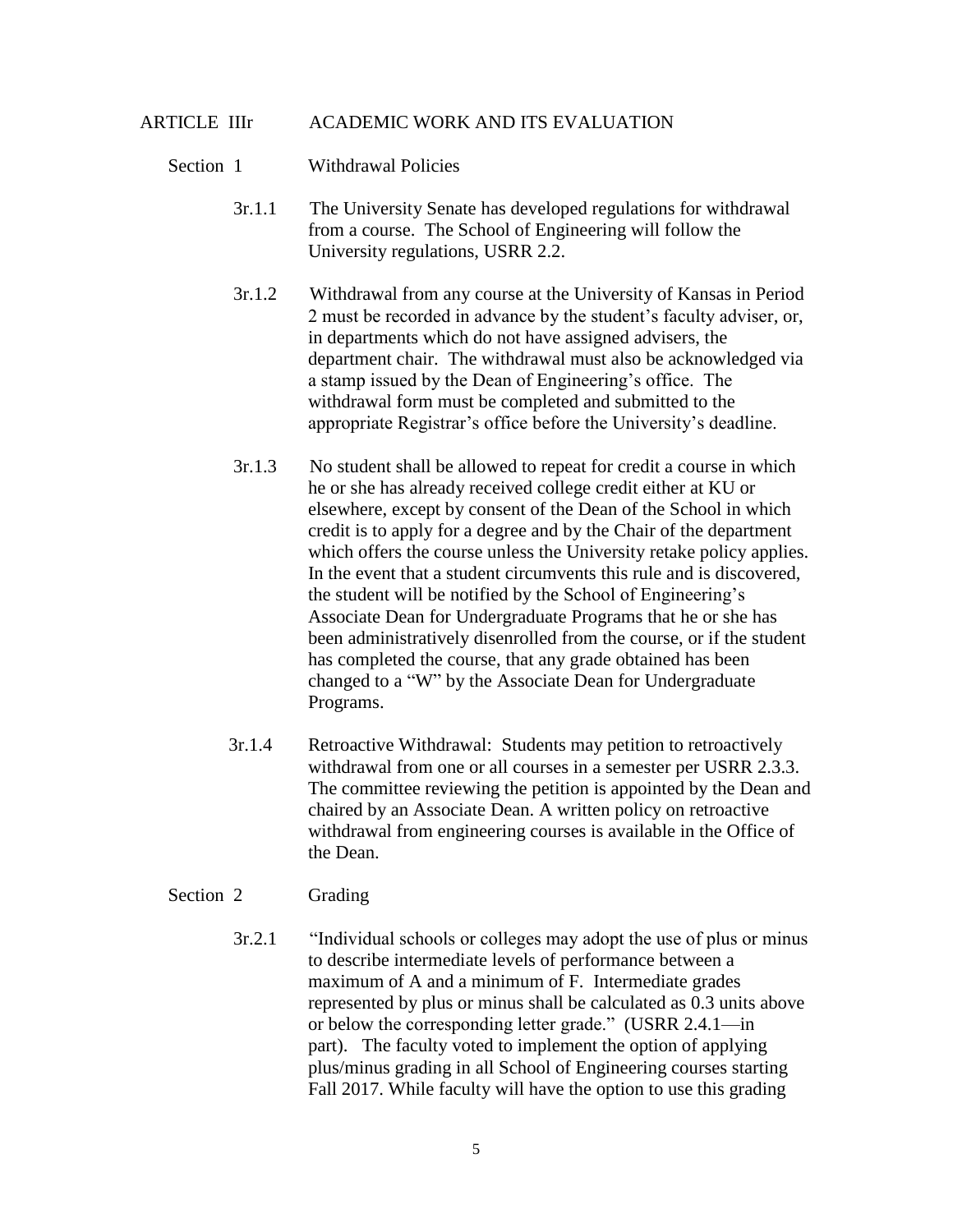## ARTICLE IIIr ACADEMIC WORK AND ITS EVALUATION

### Section 1 Withdrawal Policies

3r.1.1 The University Senate has developed regulations for withdrawal from a course. The School of Engineering will follow the University regulations, USRR 2.2.

3r.1.2 Withdrawal from any course at the University of Kansas in Period 2 must be recorded in advance by the student's faculty adviser, or, in departments which do not have assigned advisers, the department chair. The withdrawal must also be acknowledged via a stamp issued by the Dean of Engineering's office. The withdrawal form must be completed and submitted to the appropriate Registrar's office before the University's deadline.

3r.1.3 No student shall be allowed to repeat for credit a course in which he or she has already received college credit either at KU or elsewhere, except by consent of the Dean of the School in which credit is to apply for a degree and by the Chair of the department which offers the course unless the University retake policy applies. In the event that a student circumvents this rule and is discovered, the student will be notified by the School of Engineering's Associate Dean for Undergraduate Programs that he or she has been administratively disenrolled from the course, or if the student has completed the course, that any grade obtained has been changed to a "W" by the Associate Dean for Undergraduate Programs.

3r.1.4 Retroactive Withdrawal: Students may petition to retroactively withdrawal from one or all courses in a semester per USRR 2.3.3. The committee reviewing the petition is appointed by the Dean and chaired by an Associate Dean. A written policy on retroactive withdrawal from engineering courses is available in the Office of the Dean.

### Section 2 Grading

3r.2.1 "Individual schools or colleges may adopt the use of plus or minus to describe intermediate levels of performance between a maximum of A and a minimum of F. Intermediate grades represented by plus or minus shall be calculated as 0.3 units above or below the corresponding letter grade." (USRR 2.4.1—in part). The faculty voted to implement the option of applying plus/minus grading in all School of Engineering courses starting Fall 2017. While faculty will have the option to use this grading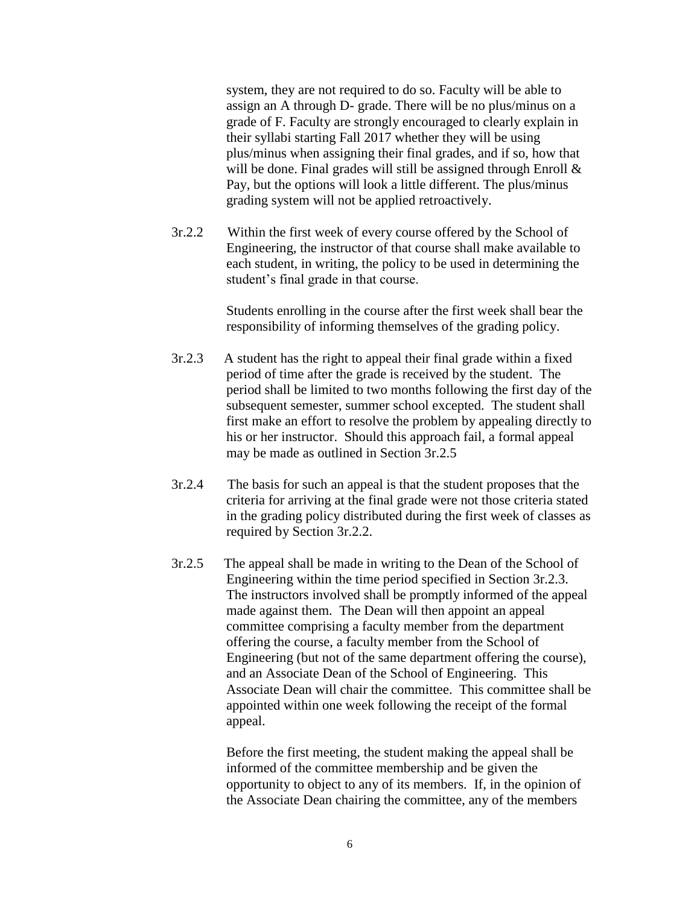system, they are not required to do so. Faculty will be able to assign an A through D- grade. There will be no plus/minus on a grade of F. Faculty are strongly encouraged to clearly explain in their syllabi starting Fall 2017 whether they will be using plus/minus when assigning their final grades, and if so, how that will be done. Final grades will still be assigned through Enroll & Pay, but the options will look a little different. The plus/minus grading system will not be applied retroactively.

3r.2.2 Within the first week of every course offered by the School of Engineering, the instructor of that course shall make available to each student, in writing, the policy to be used in determining the student's final grade in that course.

Students enrolling in the course after the first week shall bear the responsibility of informing themselves of the grading policy.

3r.2.3 A student has the right to appeal their final grade within a fixed period of time after the grade is received by the student. The period shall be limited to two months following the first day of the subsequent semester, summer school excepted. The student shall first make an effort to resolve the problem by appealing directly to his or her instructor. Should this approach fail, a formal appeal may be made as outlined in Section 3r.2.5

3r.2.4 The basis for such an appeal is that the student proposes that the criteria for arriving at the final grade were not those criteria stated in the grading policy distributed during the first week of classes as required by Section 3r.2.2.

3r.2.5 The appeal shall be made in writing to the Dean of the School of Engineering within the time period specified in Section 3r.2.3. The instructors involved shall be promptly informed of the appeal made against them. The Dean will then appoint an appeal committee comprising a faculty member from the department offering the course, a faculty member from the School of Engineering (but not of the same department offering the course), and an Associate Dean of the School of Engineering. This Associate Dean will chair the committee. This committee shall be appointed within one week following the receipt of the formal appeal.

Before the first meeting, the student making the appeal shall be informed of the committee membership and be given the opportunity to object to any of its members. If, in the opinion of the Associate Dean chairing the committee, any of the members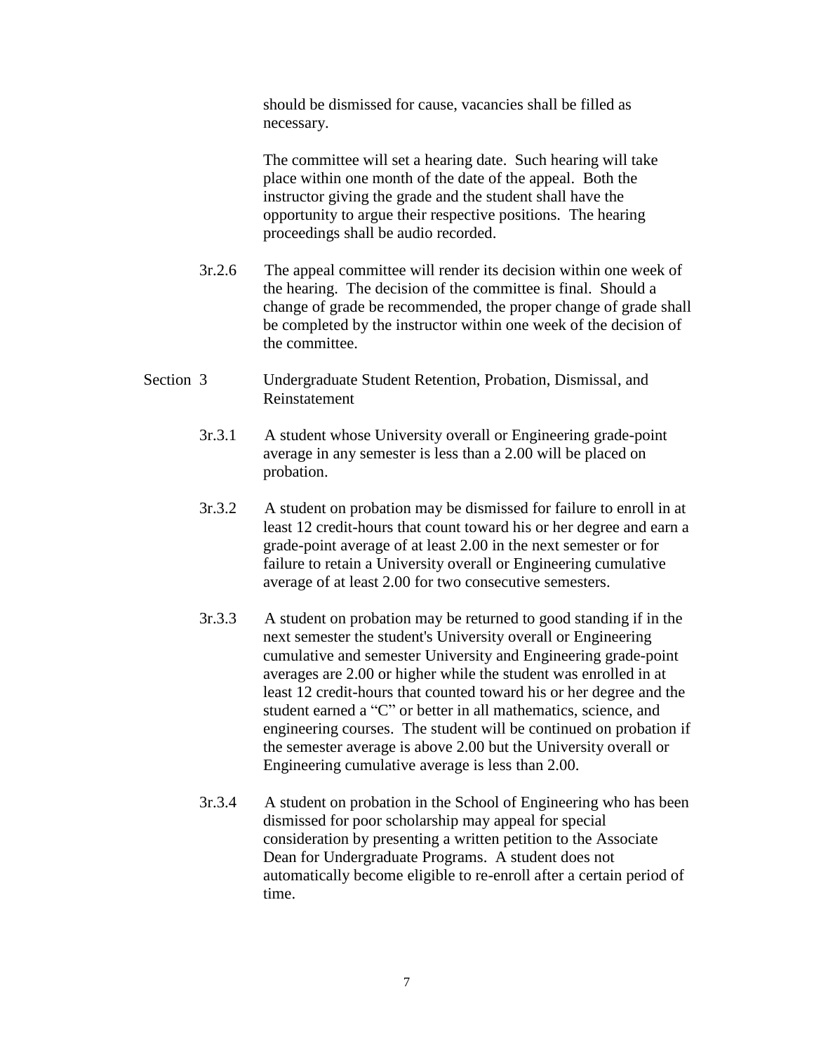should be dismissed for cause, vacancies shall be filled as necessary.

The committee will set a hearing date. Such hearing will take place within one month of the date of the appeal. Both the instructor giving the grade and the student shall have the opportunity to argue their respective positions. The hearing proceedings shall be audio recorded.

3r.2.6 The appeal committee will render its decision within one week of the hearing. The decision of the committee is final. Should a change of grade be recommended, the proper change of grade shall be completed by the instructor within one week of the decision of the committee.

## Section 3 Undergraduate Student Retention, Probation, Dismissal, and Reinstatement

3r.3.1 A student whose University overall or Engineering grade-point average in any semester is less than a 2.00 will be placed on probation.

3r.3.2 A student on probation may be dismissed for failure to enroll in at least 12 credit-hours that count toward his or her degree and earn a grade-point average of at least 2.00 in the next semester or for failure to retain a University overall or Engineering cumulative average of at least 2.00 for two consecutive semesters.

3r.3.3 A student on probation may be returned to good standing if in the next semester the student's University overall or Engineering cumulative and semester University and Engineering grade-point averages are 2.00 or higher while the student was enrolled in at least 12 credit-hours that counted toward his or her degree and the student earned a "C" or better in all mathematics, science, and engineering courses. The student will be continued on probation if the semester average is above 2.00 but the University overall or Engineering cumulative average is less than 2.00.

3r.3.4 A student on probation in the School of Engineering who has been dismissed for poor scholarship may appeal for special consideration by presenting a written petition to the Associate Dean for Undergraduate Programs. A student does not automatically become eligible to re-enroll after a certain period of time.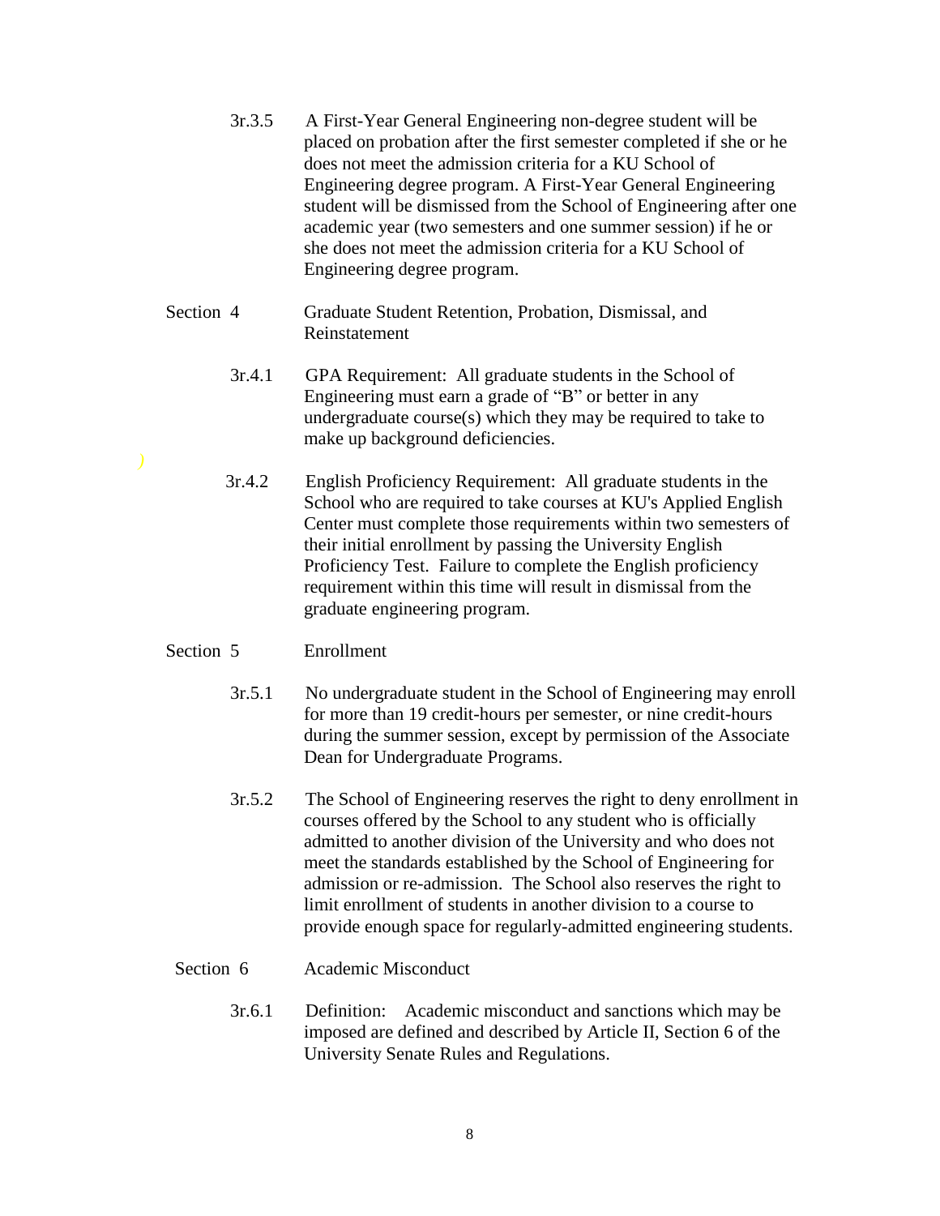3r.3.5 A First-Year General Engineering non-degree student will be placed on probation after the first semester completed if she or he does not meet the admission criteria for a KU School of Engineering degree program. A First-Year General Engineering student will be dismissed from the School of Engineering after one academic year (two semesters and one summer session) if he or she does not meet the admission criteria for a KU School of Engineering degree program.

## Section 4 Graduate Student Retention, Probation, Dismissal, and Reinstatement

3r.4.1 GPA Requirement: All graduate students in the School of Engineering must earn a grade of "B" or better in any undergraduate course(s) which they may be required to take to make up background deficiencies.

3r.4.2 English Proficiency Requirement: All graduate students in the School who are required to take courses at KU's Applied English Center must complete those requirements within two semesters of their initial enrollment by passing the University English Proficiency Test. Failure to complete the English proficiency requirement within this time will result in dismissal from the graduate engineering program.

## Section 5 Enrollment

3r.5.1 No undergraduate student in the School of Engineering may enroll for more than 19 credit-hours per semester, or nine credit-hours during the summer session, except by permission of the Associate Dean for Undergraduate Programs.

3r.5.2 The School of Engineering reserves the right to deny enrollment in courses offered by the School to any student who is officially admitted to another division of the University and who does not meet the standards established by the School of Engineering for admission or re-admission. The School also reserves the right to limit enrollment of students in another division to a course to provide enough space for regularly-admitted engineering students.

## Section 6 Academic Misconduct

3r.6.1 Definition: Academic misconduct and sanctions which may be imposed are defined and described by Article II, Section 6 of the University Senate Rules and Regulations.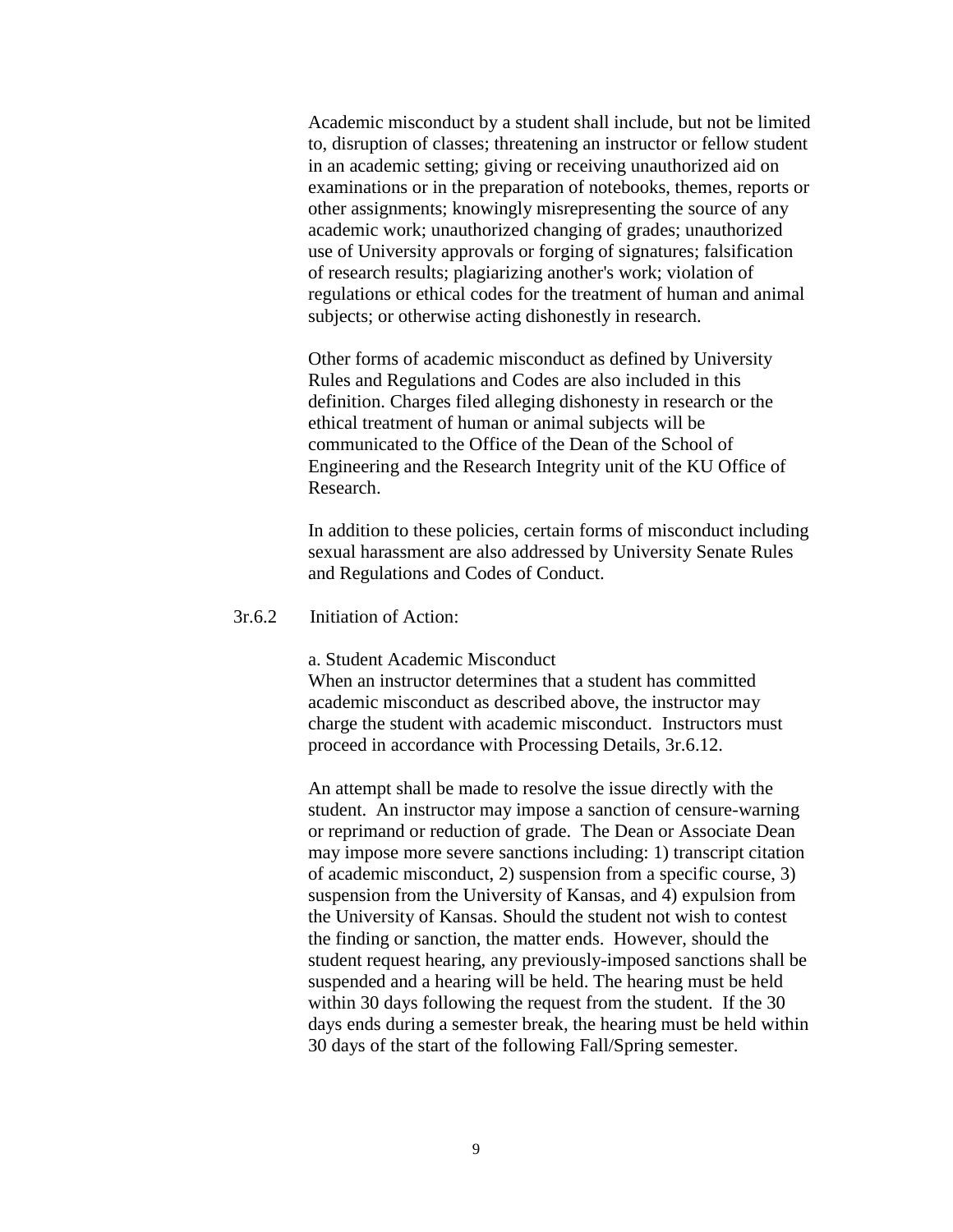Academic misconduct by a student shall include, but not be limited to, disruption of classes; threatening an instructor or fellow student in an academic setting; giving or receiving unauthorized aid on examinations or in the preparation of notebooks, themes, reports or other assignments; knowingly misrepresenting the source of any academic work; unauthorized changing of grades; unauthorized use of University approvals or forging of signatures; falsification of research results; plagiarizing another's work; violation of regulations or ethical codes for the treatment of human and animal subjects; or otherwise acting dishonestly in research.

Other forms of academic misconduct as defined by University Rules and Regulations and Codes are also included in this definition. Charges filed alleging dishonesty in research or the ethical treatment of human or animal subjects will be communicated to the Office of the Dean of the School of Engineering and the Research Integrity unit of the KU Office of Research.

In addition to these policies, certain forms of misconduct including sexual harassment are also addressed by University Senate Rules and Regulations and Codes of Conduct.

3r.6.2 Initiation of Action:

a. Student Academic Misconduct

When an instructor determines that a student has committed academic misconduct as described above, the instructor may charge the student with academic misconduct. Instructors must proceed in accordance with Processing Details, 3r.6.12.

An attempt shall be made to resolve the issue directly with the student. An instructor may impose a sanction of censure-warning or reprimand or reduction of grade. The Dean or Associate Dean may impose more severe sanctions including: 1) transcript citation of academic misconduct, 2) suspension from a specific course, 3) suspension from the University of Kansas, and 4) expulsion from the University of Kansas. Should the student not wish to contest the finding or sanction, the matter ends. However, should the student request hearing, any previously-imposed sanctions shall be suspended and a hearing will be held. The hearing must be held within 30 days following the request from the student. If the 30 days ends during a semester break, the hearing must be held within 30 days of the start of the following Fall/Spring semester.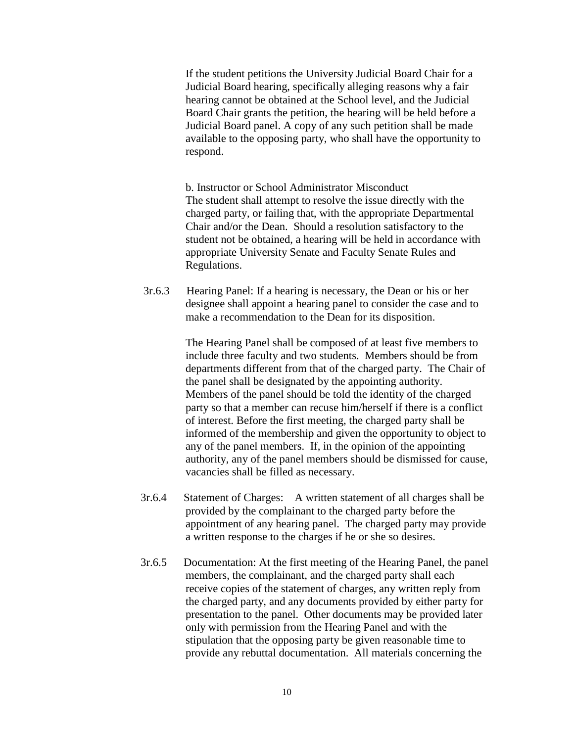If the student petitions the University Judicial Board Chair for a Judicial Board hearing, specifically alleging reasons why a fair hearing cannot be obtained at the School level, and the Judicial Board Chair grants the petition, the hearing will be held before a Judicial Board panel. A copy of any such petition shall be made available to the opposing party, who shall have the opportunity to respond.

b. Instructor or School Administrator Misconduct
The student shall attempt to resolve the issue directly with the charged party, or failing that, with the appropriate Departmental Chair and/or the Dean. Should a resolution satisfactory to the student not be obtained, a hearing will be held in accordance with appropriate University Senate and Faculty Senate Rules and Regulations.

3r.6.3 Hearing Panel: If a hearing is necessary, the Dean or his or her designee shall appoint a hearing panel to consider the case and to make a recommendation to the Dean for its disposition.

The Hearing Panel shall be composed of at least five members to include three faculty and two students. Members should be from departments different from that of the charged party. The Chair of the panel shall be designated by the appointing authority. Members of the panel should be told the identity of the charged party so that a member can recuse him/herself if there is a conflict of interest. Before the first meeting, the charged party shall be informed of the membership and given the opportunity to object to any of the panel members. If, in the opinion of the appointing authority, any of the panel members should be dismissed for cause, vacancies shall be filled as necessary.

3r.6.4 Statement of Charges: A written statement of all charges shall be provided by the complainant to the charged party before the appointment of any hearing panel. The charged party may provide a written response to the charges if he or she so desires.

3r.6.5 Documentation: At the first meeting of the Hearing Panel, the panel members, the complainant, and the charged party shall each receive copies of the statement of charges, any written reply from the charged party, and any documents provided by either party for presentation to the panel. Other documents may be provided later only with permission from the Hearing Panel and with the stipulation that the opposing party be given reasonable time to provide any rebuttal documentation. All materials concerning the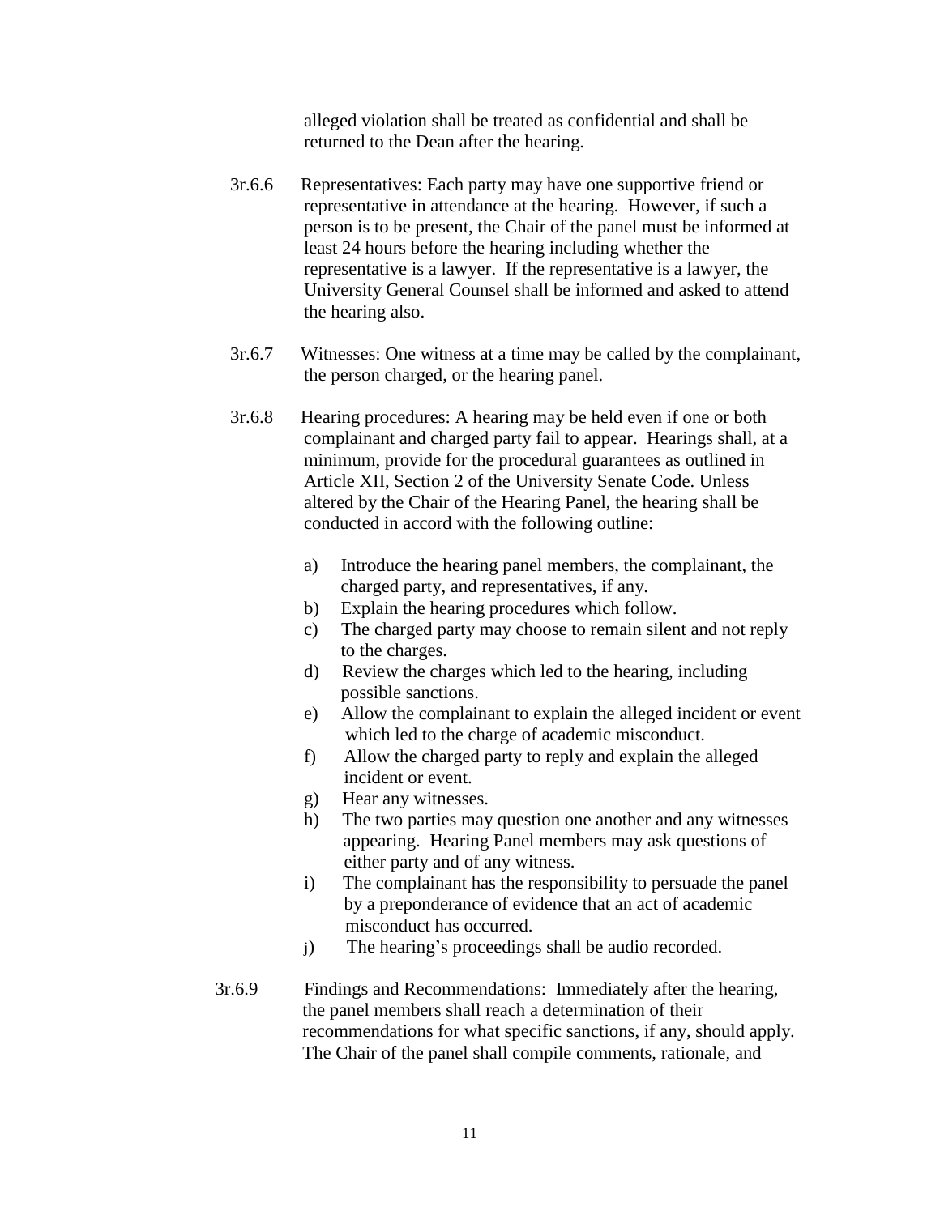alleged violation shall be treated as confidential and shall be returned to the Dean after the hearing.

3r.6.6 Representatives: Each party may have one supportive friend or representative in attendance at the hearing. However, if such a person is to be present, the Chair of the panel must be informed at least 24 hours before the hearing including whether the representative is a lawyer. If the representative is a lawyer, the University General Counsel shall be informed and asked to attend the hearing also.

3r.6.7 Witnesses: One witness at a time may be called by the complainant, the person charged, or the hearing panel.

3r.6.8 Hearing procedures: A hearing may be held even if one or both complainant and charged party fail to appear. Hearings shall, at a minimum, provide for the procedural guarantees as outlined in Article XII, Section 2 of the University Senate Code. Unless altered by the Chair of the Hearing Panel, the hearing shall be conducted in accord with the following outline:

a) Introduce the hearing panel members, the complainant, the charged party, and representatives, if any.
b) Explain the hearing procedures which follow.
c) The charged party may choose to remain silent and not reply to the charges.
d) Review the charges which led to the hearing, including possible sanctions.
e) Allow the complainant to explain the alleged incident or event which led to the charge of academic misconduct.
f) Allow the charged party to reply and explain the alleged incident or event.
g) Hear any witnesses.
h) The two parties may question one another and any witnesses appearing. Hearing Panel members may ask questions of either party and of any witness.
i) The complainant has the responsibility to persuade the panel by a preponderance of evidence that an act of academic misconduct has occurred.
j) The hearing's proceedings shall be audio recorded.

3r.6.9 Findings and Recommendations: Immediately after the hearing, the panel members shall reach a determination of their recommendations for what specific sanctions, if any, should apply. The Chair of the panel shall compile comments, rationale, and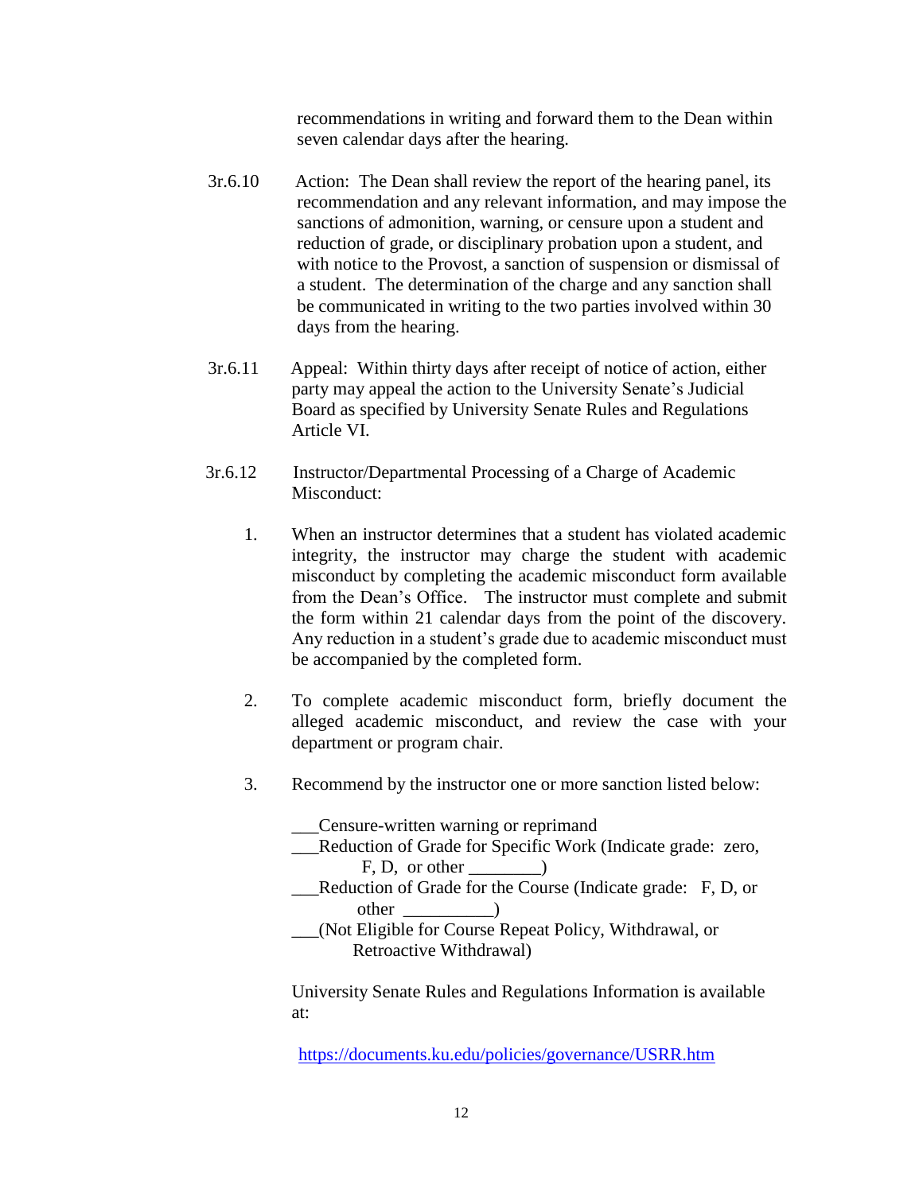recommendations in writing and forward them to the Dean within seven calendar days after the hearing.

3r.6.10 Action: The Dean shall review the report of the hearing panel, its recommendation and any relevant information, and may impose the sanctions of admonition, warning, or censure upon a student and reduction of grade, or disciplinary probation upon a student, and with notice to the Provost, a sanction of suspension or dismissal of a student. The determination of the charge and any sanction shall be communicated in writing to the two parties involved within 30 days from the hearing.

3r.6.11 Appeal: Within thirty days after receipt of notice of action, either party may appeal the action to the University Senate's Judicial Board as specified by University Senate Rules and Regulations Article VI.

3r.6.12 Instructor/Departmental Processing of a Charge of Academic Misconduct:

1. When an instructor determines that a student has violated academic integrity, the instructor may charge the student with academic misconduct by completing the academic misconduct form available from the Dean's Office. The instructor must complete and submit the form within 21 calendar days from the point of the discovery. Any reduction in a student's grade due to academic misconduct must be accompanied by the completed form.

2. To complete academic misconduct form, briefly document the alleged academic misconduct, and review the case with your department or program chair.

3. Recommend by the instructor one or more sanction listed below:

   ___Censure-written warning or reprimand
   ___Reduction of Grade for Specific Work (Indicate grade: zero, F, D, or other ________)
   ___Reduction of Grade for the Course (Indicate grade: F, D, or other __________)
   ___(Not Eligible for Course Repeat Policy, Withdrawal, or Retroactive Withdrawal)

   University Senate Rules and Regulations Information is available at:

   https://documents.ku.edu/policies/governance/USRR.htm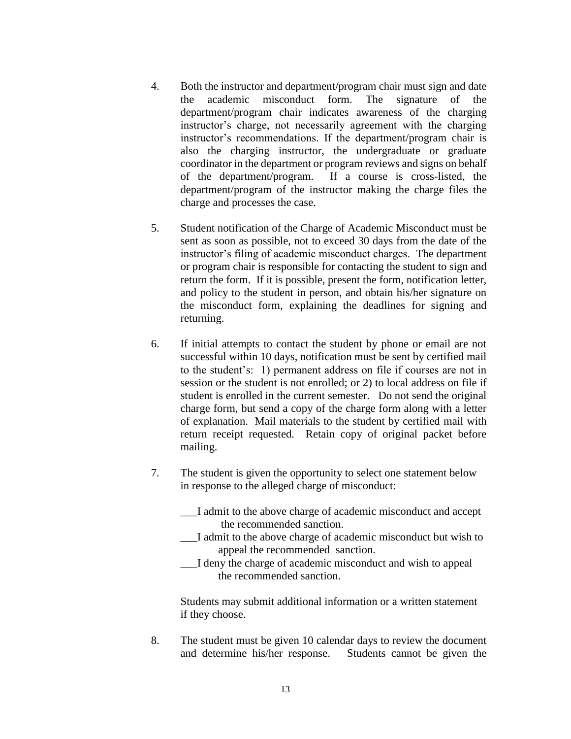4. Both the instructor and department/program chair must sign and date the academic misconduct form. The signature of the department/program chair indicates awareness of the charging instructor's charge, not necessarily agreement with the charging instructor's recommendations. If the department/program chair is also the charging instructor, the undergraduate or graduate coordinator in the department or program reviews and signs on behalf of the department/program. If a course is cross-listed, the department/program of the instructor making the charge files the charge and processes the case.

5. Student notification of the Charge of Academic Misconduct must be sent as soon as possible, not to exceed 30 days from the date of the instructor's filing of academic misconduct charges. The department or program chair is responsible for contacting the student to sign and return the form. If it is possible, present the form, notification letter, and policy to the student in person, and obtain his/her signature on the misconduct form, explaining the deadlines for signing and returning.

6. If initial attempts to contact the student by phone or email are not successful within 10 days, notification must be sent by certified mail to the student's: 1) permanent address on file if courses are not in session or the student is not enrolled; or 2) to local address on file if student is enrolled in the current semester. Do not send the original charge form, but send a copy of the charge form along with a letter of explanation. Mail materials to the student by certified mail with return receipt requested. Retain copy of original packet before mailing.

7. The student is given the opportunity to select one statement below in response to the alleged charge of misconduct:

   ___I admit to the above charge of academic misconduct and accept the recommended sanction.
   ___I admit to the above charge of academic misconduct but wish to appeal the recommended sanction.
   ___I deny the charge of academic misconduct and wish to appeal the recommended sanction.

   Students may submit additional information or a written statement if they choose.

8. The student must be given 10 calendar days to review the document and determine his/her response. Students cannot be given the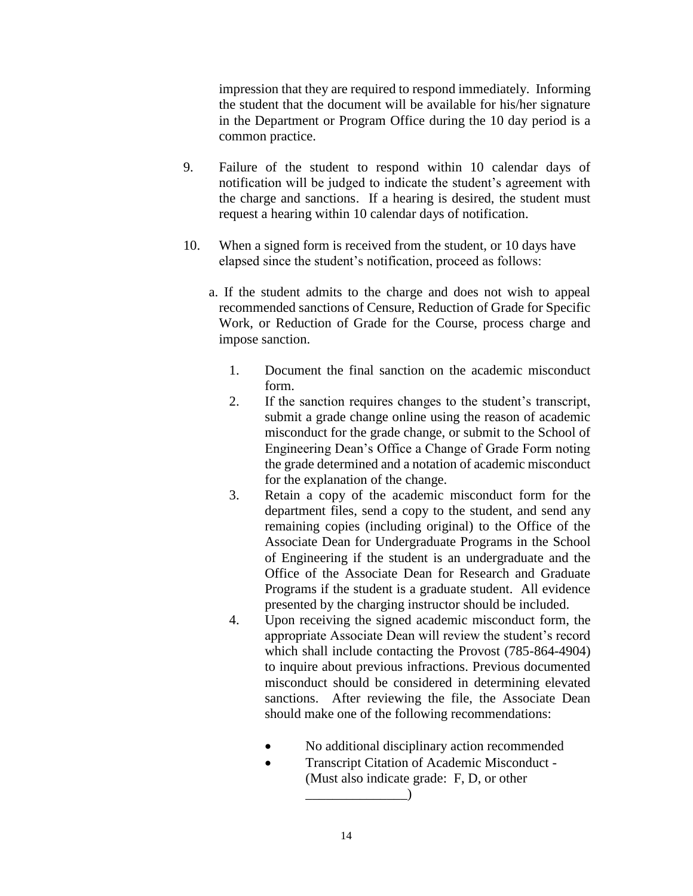impression that they are required to respond immediately. Informing the student that the document will be available for his/her signature in the Department or Program Office during the 10 day period is a common practice.

9. Failure of the student to respond within 10 calendar days of notification will be judged to indicate the student's agreement with the charge and sanctions. If a hearing is desired, the student must request a hearing within 10 calendar days of notification.

10. When a signed form is received from the student, or 10 days have elapsed since the student's notification, proceed as follows:

    a. If the student admits to the charge and does not wish to appeal recommended sanctions of Censure, Reduction of Grade for Specific Work, or Reduction of Grade for the Course, process charge and impose sanction.

        1. Document the final sanction on the academic misconduct form.
        2. If the sanction requires changes to the student's transcript, submit a grade change online using the reason of academic misconduct for the grade change, or submit to the School of Engineering Dean's Office a Change of Grade Form noting the grade determined and a notation of academic misconduct for the explanation of the change.
        3. Retain a copy of the academic misconduct form for the department files, send a copy to the student, and send any remaining copies (including original) to the Office of the Associate Dean for Undergraduate Programs in the School of Engineering if the student is an undergraduate and the Office of the Associate Dean for Research and Graduate Programs if the student is a graduate student. All evidence presented by the charging instructor should be included.
        4. Upon receiving the signed academic misconduct form, the appropriate Associate Dean will review the student's record which shall include contacting the Provost (785-864-4904) to inquire about previous infractions. Previous documented misconduct should be considered in determining elevated sanctions. After reviewing the file, the Associate Dean should make one of the following recommendations:

            - No additional disciplinary action recommended
            - Transcript Citation of Academic Misconduct - (Must also indicate grade: F, D, or other _______________)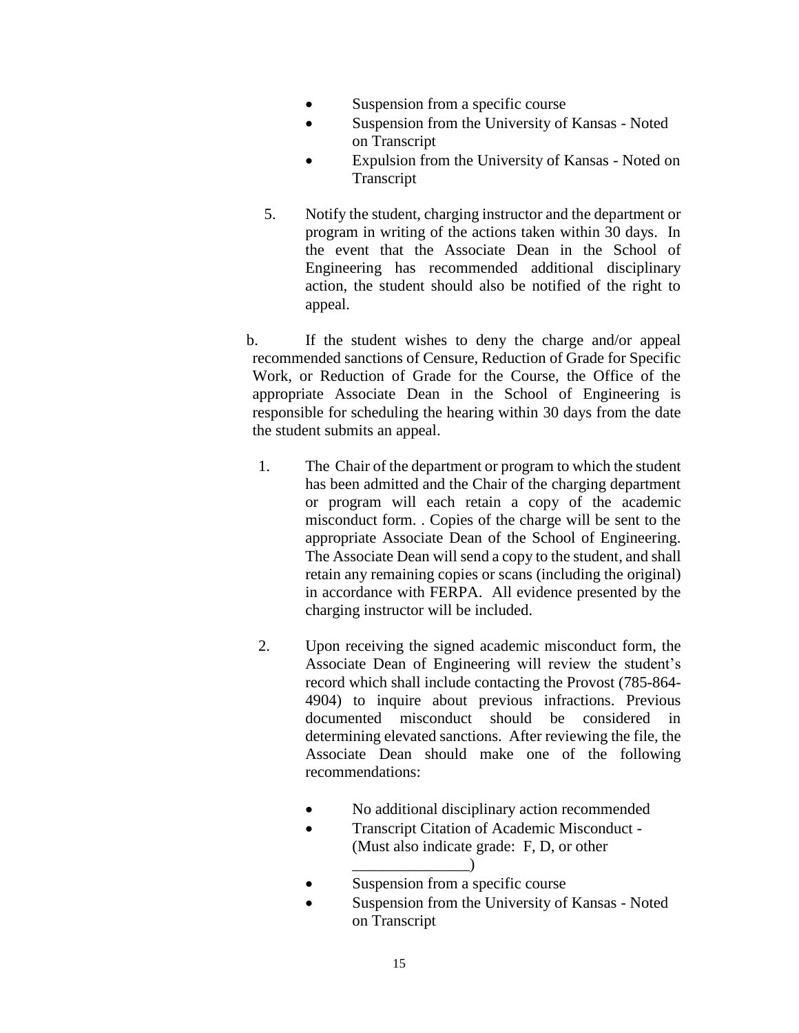- Suspension from a specific course
- Suspension from the University of Kansas - Noted on Transcript
- Expulsion from the University of Kansas - Noted on Transcript

5. Notify the student, charging instructor and the department or program in writing of the actions taken within 30 days. In the event that the Associate Dean in the School of Engineering has recommended additional disciplinary action, the student should also be notified of the right to appeal.

b. If the student wishes to deny the charge and/or appeal recommended sanctions of Censure, Reduction of Grade for Specific Work, or Reduction of Grade for the Course, the Office of the appropriate Associate Dean in the School of Engineering is responsible for scheduling the hearing within 30 days from the date the student submits an appeal.

1. The Chair of the department or program to which the student has been admitted and the Chair of the charging department or program will each retain a copy of the academic misconduct form. . Copies of the charge will be sent to the appropriate Associate Dean of the School of Engineering. The Associate Dean will send a copy to the student, and shall retain any remaining copies or scans (including the original) in accordance with FERPA. All evidence presented by the charging instructor will be included.

2. Upon receiving the signed academic misconduct form, the Associate Dean of Engineering will review the student's record which shall include contacting the Provost (785-864-4904) to inquire about previous infractions. Previous documented misconduct should be considered in determining elevated sanctions. After reviewing the file, the Associate Dean should make one of the following recommendations:

   - No additional disciplinary action recommended
   - Transcript Citation of Academic Misconduct - (Must also indicate grade: F, D, or other _______________)
   - Suspension from a specific course
   - Suspension from the University of Kansas - Noted on Transcript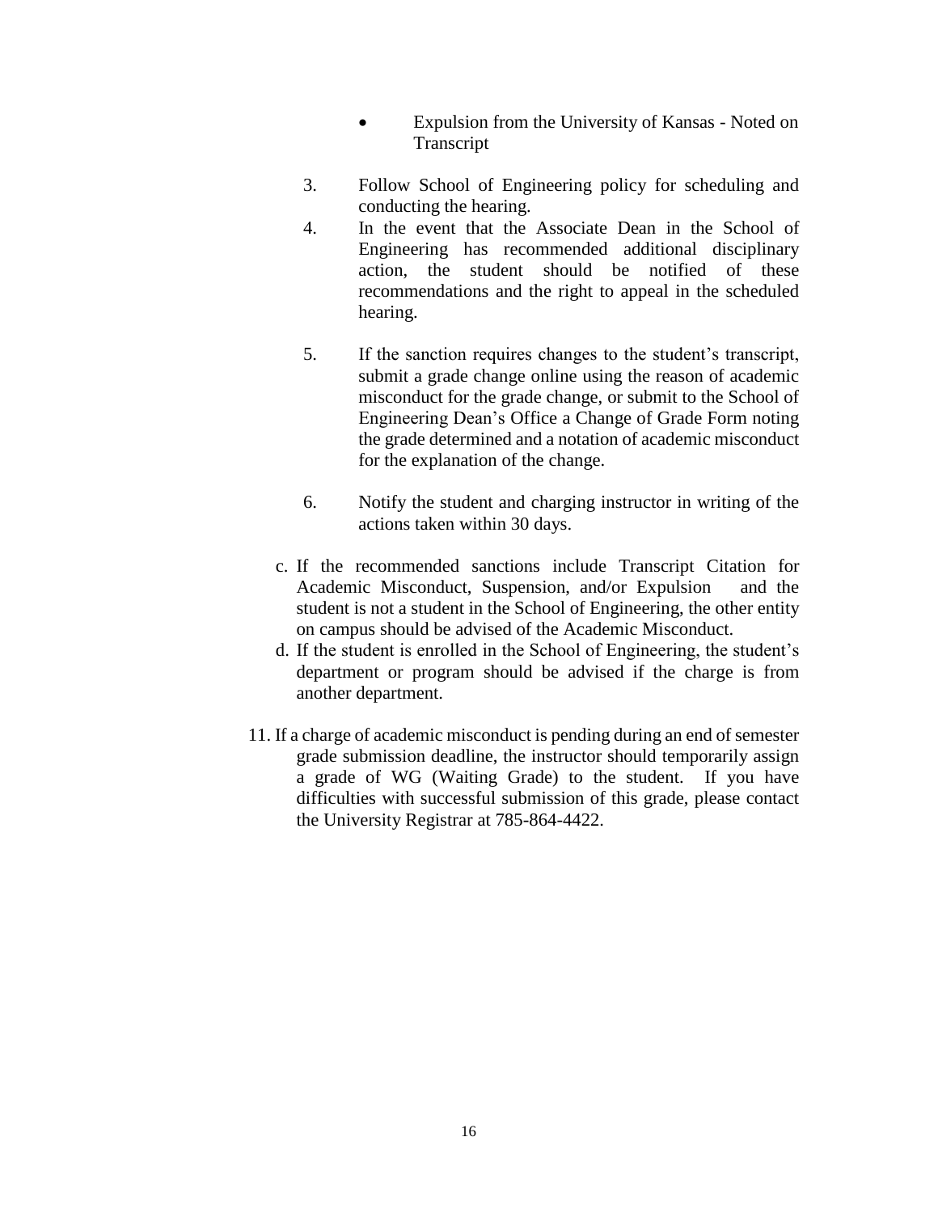- Expulsion from the University of Kansas - Noted on Transcript

3. Follow School of Engineering policy for scheduling and conducting the hearing.
4. In the event that the Associate Dean in the School of Engineering has recommended additional disciplinary action, the student should be notified of these recommendations and the right to appeal in the scheduled hearing.

5. If the sanction requires changes to the student's transcript, submit a grade change online using the reason of academic misconduct for the grade change, or submit to the School of Engineering Dean's Office a Change of Grade Form noting the grade determined and a notation of academic misconduct for the explanation of the change.

6. Notify the student and charging instructor in writing of the actions taken within 30 days.

c. If the recommended sanctions include Transcript Citation for Academic Misconduct, Suspension, and/or Expulsion and the student is not a student in the School of Engineering, the other entity on campus should be advised of the Academic Misconduct.

d. If the student is enrolled in the School of Engineering, the student's department or program should be advised if the charge is from another department.

11. If a charge of academic misconduct is pending during an end of semester grade submission deadline, the instructor should temporarily assign a grade of WG (Waiting Grade) to the student. If you have difficulties with successful submission of this grade, please contact the University Registrar at 785-864-4422.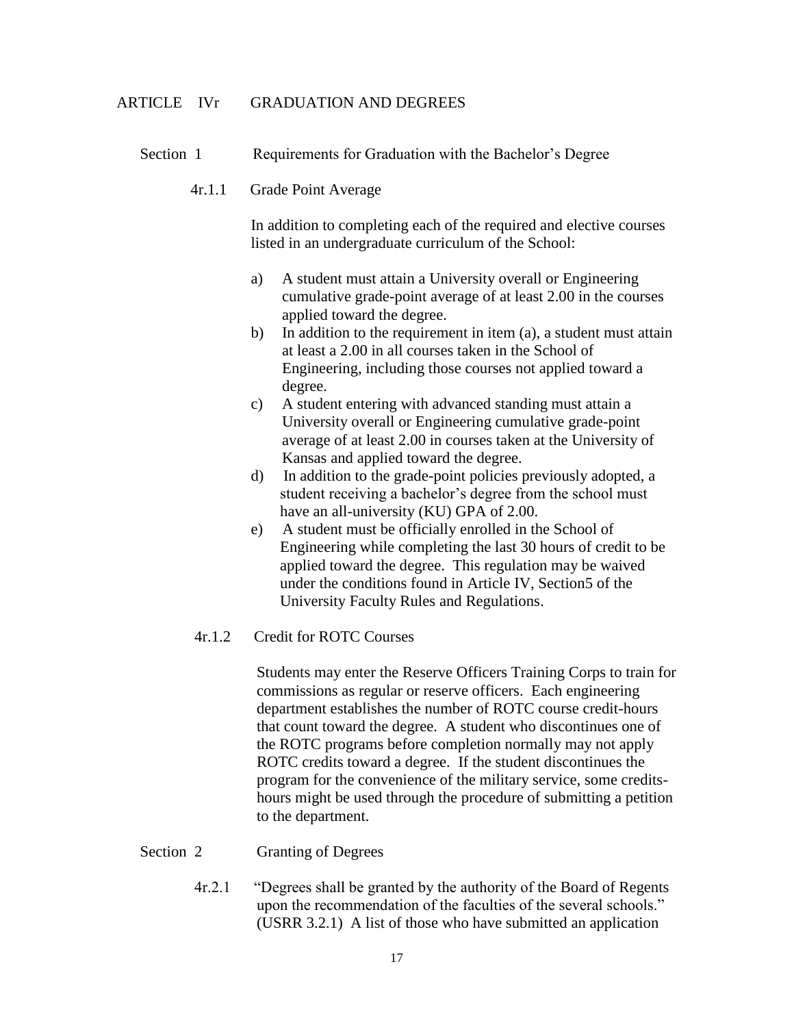## ARTICLE IVr GRADUATION AND DEGREES

### Section 1 Requirements for Graduation with the Bachelor's Degree

#### 4r.1.1 Grade Point Average

In addition to completing each of the required and elective courses listed in an undergraduate curriculum of the School:

a) A student must attain a University overall or Engineering cumulative grade-point average of at least 2.00 in the courses applied toward the degree.

b) In addition to the requirement in item (a), a student must attain at least a 2.00 in all courses taken in the School of Engineering, including those courses not applied toward a degree.

c) A student entering with advanced standing must attain a University overall or Engineering cumulative grade-point average of at least 2.00 in courses taken at the University of Kansas and applied toward the degree.

d) In addition to the grade-point policies previously adopted, a student receiving a bachelor's degree from the school must have an all-university (KU) GPA of 2.00.

e) A student must be officially enrolled in the School of Engineering while completing the last 30 hours of credit to be applied toward the degree. This regulation may be waived under the conditions found in Article IV, Section5 of the University Faculty Rules and Regulations.

#### 4r.1.2 Credit for ROTC Courses

Students may enter the Reserve Officers Training Corps to train for commissions as regular or reserve officers. Each engineering department establishes the number of ROTC course credit-hours that count toward the degree. A student who discontinues one of the ROTC programs before completion normally may not apply ROTC credits toward a degree. If the student discontinues the program for the convenience of the military service, some credits-hours might be used through the procedure of submitting a petition to the department.

### Section 2 Granting of Degrees

4r.2.1 "Degrees shall be granted by the authority of the Board of Regents upon the recommendation of the faculties of the several schools." (USRR 3.2.1) A list of those who have submitted an application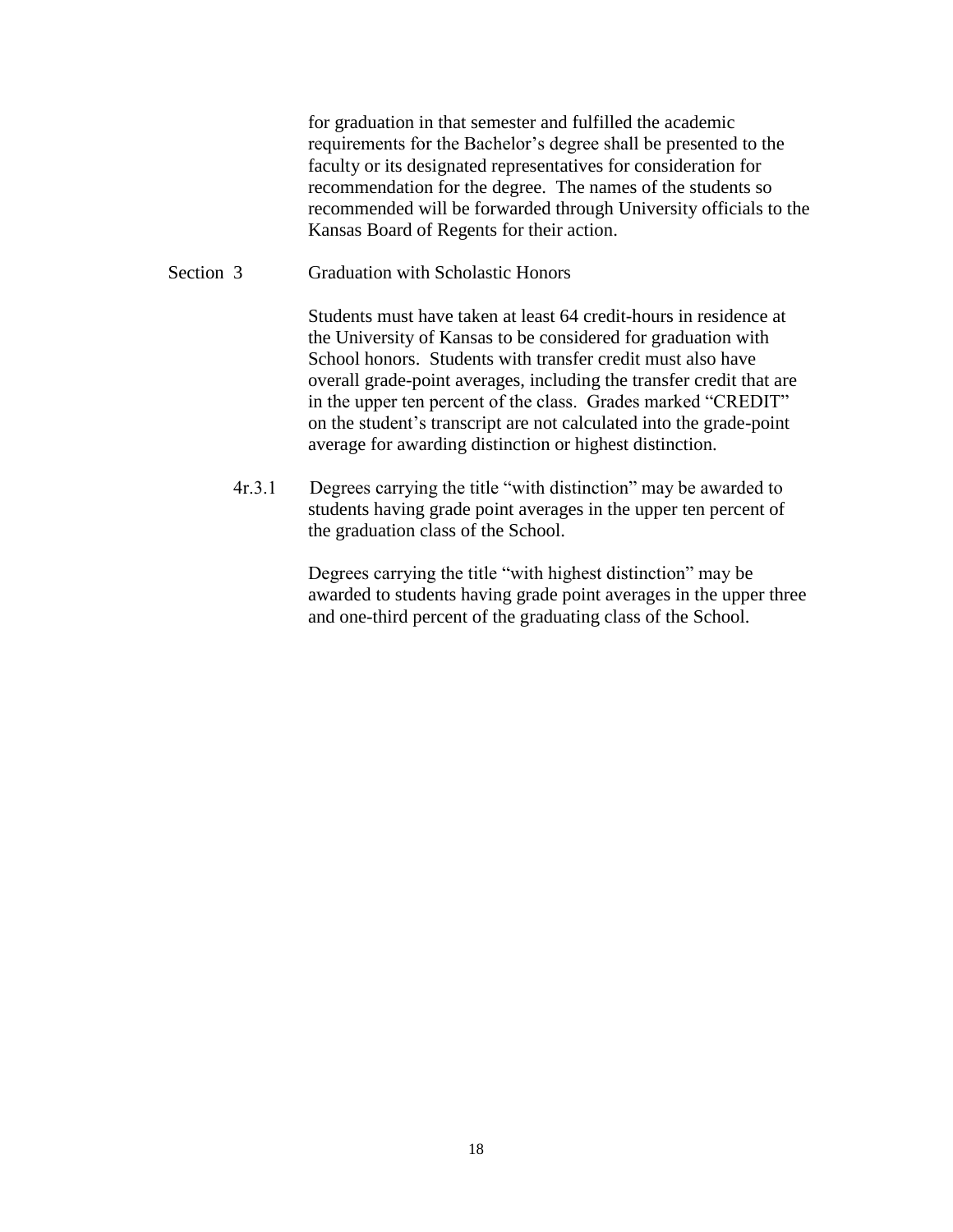for graduation in that semester and fulfilled the academic requirements for the Bachelor's degree shall be presented to the faculty or its designated representatives for consideration for recommendation for the degree. The names of the students so recommended will be forwarded through University officials to the Kansas Board of Regents for their action.

Section 3 Graduation with Scholastic Honors

Students must have taken at least 64 credit-hours in residence at the University of Kansas to be considered for graduation with School honors. Students with transfer credit must also have overall grade-point averages, including the transfer credit that are in the upper ten percent of the class. Grades marked "CREDIT" on the student's transcript are not calculated into the grade-point average for awarding distinction or highest distinction.

4r.3.1 Degrees carrying the title "with distinction" may be awarded to students having grade point averages in the upper ten percent of the graduation class of the School.

Degrees carrying the title "with highest distinction" may be awarded to students having grade point averages in the upper three and one-third percent of the graduating class of the School.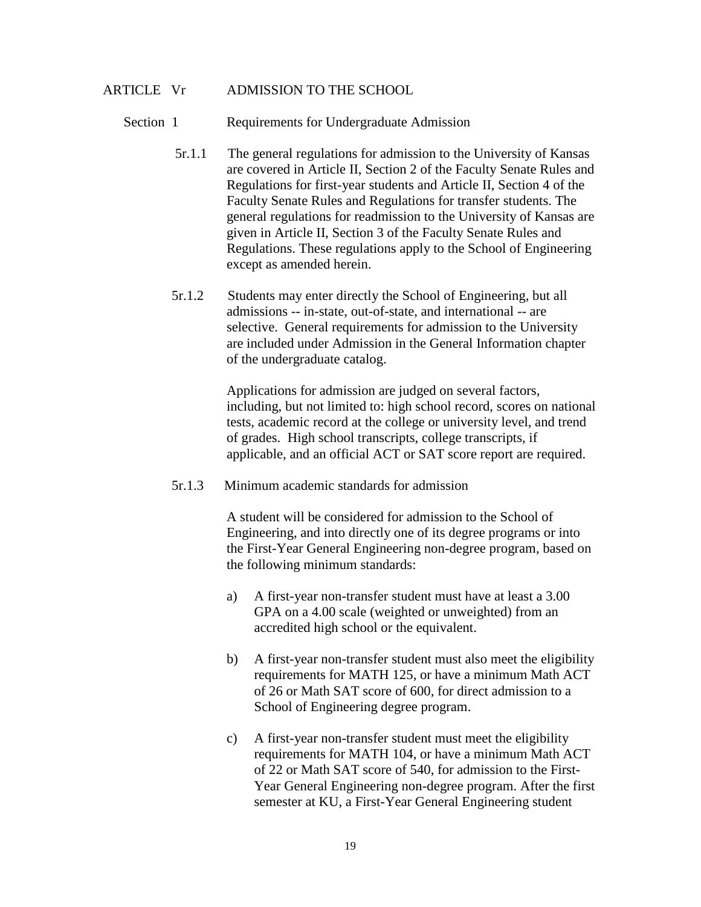## ARTICLE Vr ADMISSION TO THE SCHOOL

### Section 1 Requirements for Undergraduate Admission

5r.1.1 The general regulations for admission to the University of Kansas are covered in Article II, Section 2 of the Faculty Senate Rules and Regulations for first-year students and Article II, Section 4 of the Faculty Senate Rules and Regulations for transfer students. The general regulations for readmission to the University of Kansas are given in Article II, Section 3 of the Faculty Senate Rules and Regulations. These regulations apply to the School of Engineering except as amended herein.

5r.1.2 Students may enter directly the School of Engineering, but all admissions -- in-state, out-of-state, and international -- are selective. General requirements for admission to the University are included under Admission in the General Information chapter of the undergraduate catalog.

Applications for admission are judged on several factors, including, but not limited to: high school record, scores on national tests, academic record at the college or university level, and trend of grades. High school transcripts, college transcripts, if applicable, and an official ACT or SAT score report are required.

5r.1.3 Minimum academic standards for admission

A student will be considered for admission to the School of Engineering, and into directly one of its degree programs or into the First-Year General Engineering non-degree program, based on the following minimum standards:

a) A first-year non-transfer student must have at least a 3.00 GPA on a 4.00 scale (weighted or unweighted) from an accredited high school or the equivalent.

b) A first-year non-transfer student must also meet the eligibility requirements for MATH 125, or have a minimum Math ACT of 26 or Math SAT score of 600, for direct admission to a School of Engineering degree program.

c) A first-year non-transfer student must meet the eligibility requirements for MATH 104, or have a minimum Math ACT of 22 or Math SAT score of 540, for admission to the First-Year General Engineering non-degree program. After the first semester at KU, a First-Year General Engineering student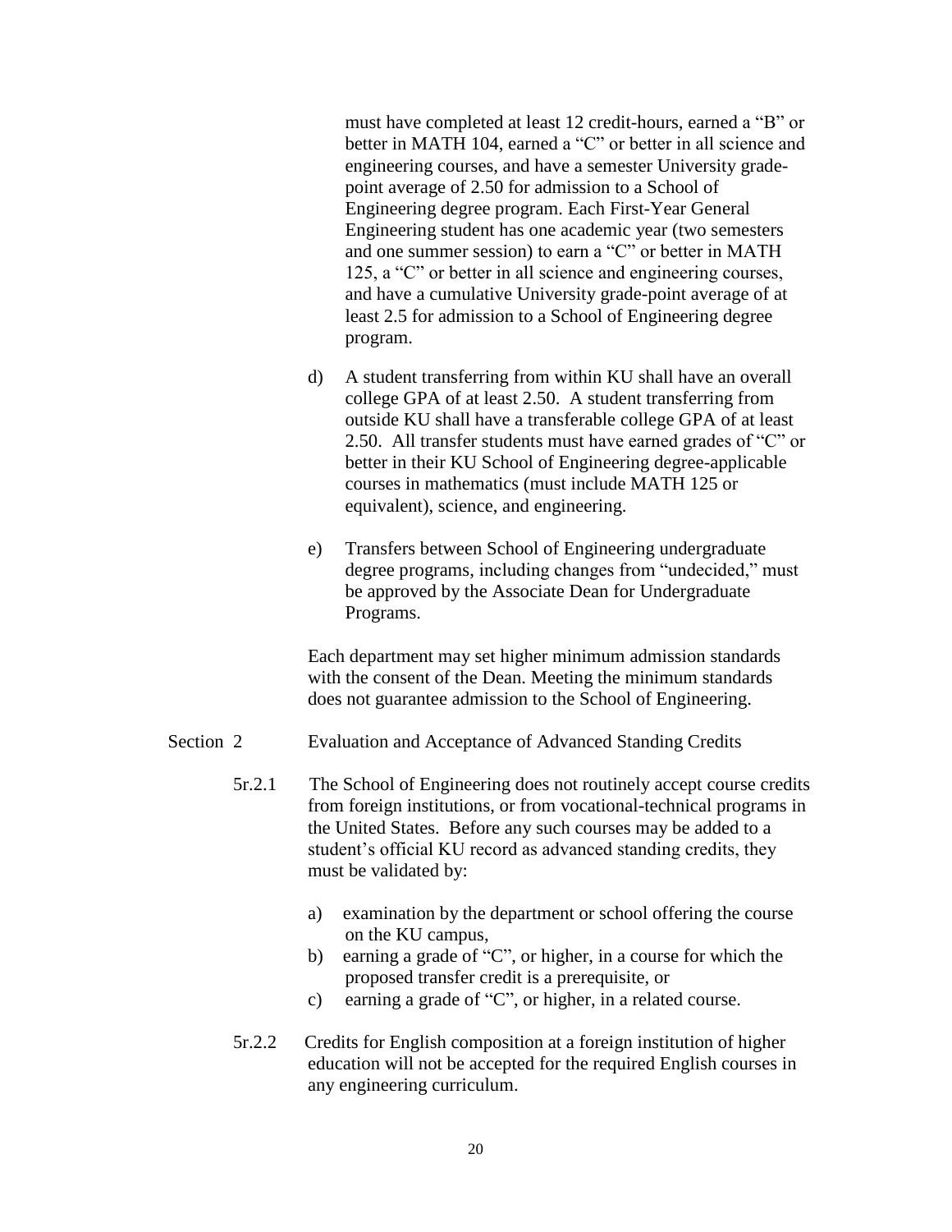must have completed at least 12 credit-hours, earned a "B" or better in MATH 104, earned a "C" or better in all science and engineering courses, and have a semester University grade-point average of 2.50 for admission to a School of Engineering degree program. Each First-Year General Engineering student has one academic year (two semesters and one summer session) to earn a "C" or better in MATH 125, a "C" or better in all science and engineering courses, and have a cumulative University grade-point average of at least 2.5 for admission to a School of Engineering degree program.

d) A student transferring from within KU shall have an overall college GPA of at least 2.50. A student transferring from outside KU shall have a transferable college GPA of at least 2.50. All transfer students must have earned grades of "C" or better in their KU School of Engineering degree-applicable courses in mathematics (must include MATH 125 or equivalent), science, and engineering.

e) Transfers between School of Engineering undergraduate degree programs, including changes from "undecided," must be approved by the Associate Dean for Undergraduate Programs.

Each department may set higher minimum admission standards with the consent of the Dean. Meeting the minimum standards does not guarantee admission to the School of Engineering.

## Section 2 Evaluation and Acceptance of Advanced Standing Credits

5r.2.1 The School of Engineering does not routinely accept course credits from foreign institutions, or from vocational-technical programs in the United States. Before any such courses may be added to a student's official KU record as advanced standing credits, they must be validated by:

a) examination by the department or school offering the course on the KU campus,
b) earning a grade of "C", or higher, in a course for which the proposed transfer credit is a prerequisite, or
c) earning a grade of "C", or higher, in a related course.

5r.2.2 Credits for English composition at a foreign institution of higher education will not be accepted for the required English courses in any engineering curriculum.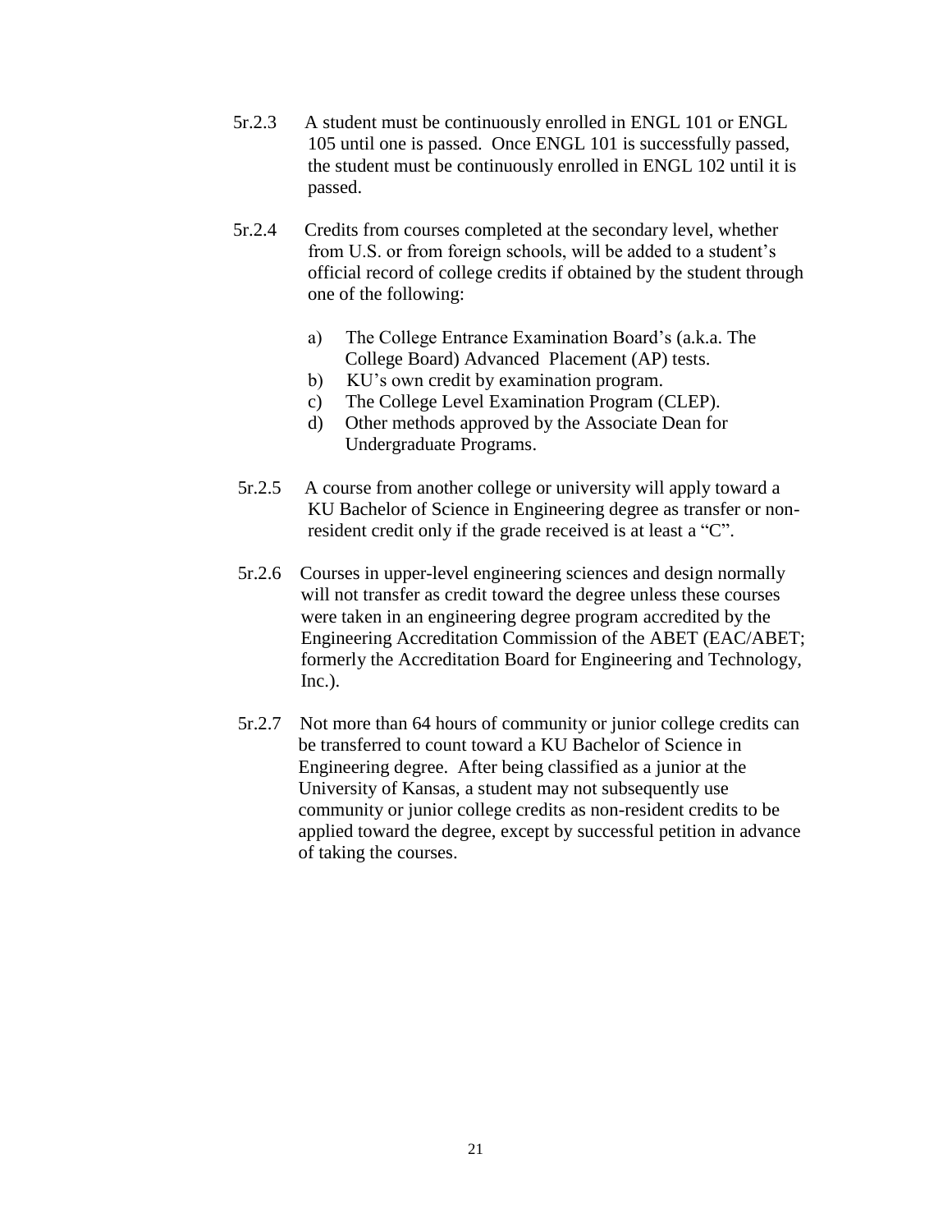5r.2.3 A student must be continuously enrolled in ENGL 101 or ENGL 105 until one is passed. Once ENGL 101 is successfully passed, the student must be continuously enrolled in ENGL 102 until it is passed.

5r.2.4 Credits from courses completed at the secondary level, whether from U.S. or from foreign schools, will be added to a student's official record of college credits if obtained by the student through one of the following:

a) The College Entrance Examination Board's (a.k.a. The College Board) Advanced Placement (AP) tests.
b) KU's own credit by examination program.
c) The College Level Examination Program (CLEP).
d) Other methods approved by the Associate Dean for Undergraduate Programs.

5r.2.5 A course from another college or university will apply toward a KU Bachelor of Science in Engineering degree as transfer or non-resident credit only if the grade received is at least a "C".

5r.2.6 Courses in upper-level engineering sciences and design normally will not transfer as credit toward the degree unless these courses were taken in an engineering degree program accredited by the Engineering Accreditation Commission of the ABET (EAC/ABET; formerly the Accreditation Board for Engineering and Technology, Inc.).

5r.2.7 Not more than 64 hours of community or junior college credits can be transferred to count toward a KU Bachelor of Science in Engineering degree. After being classified as a junior at the University of Kansas, a student may not subsequently use community or junior college credits as non-resident credits to be applied toward the degree, except by successful petition in advance of taking the courses.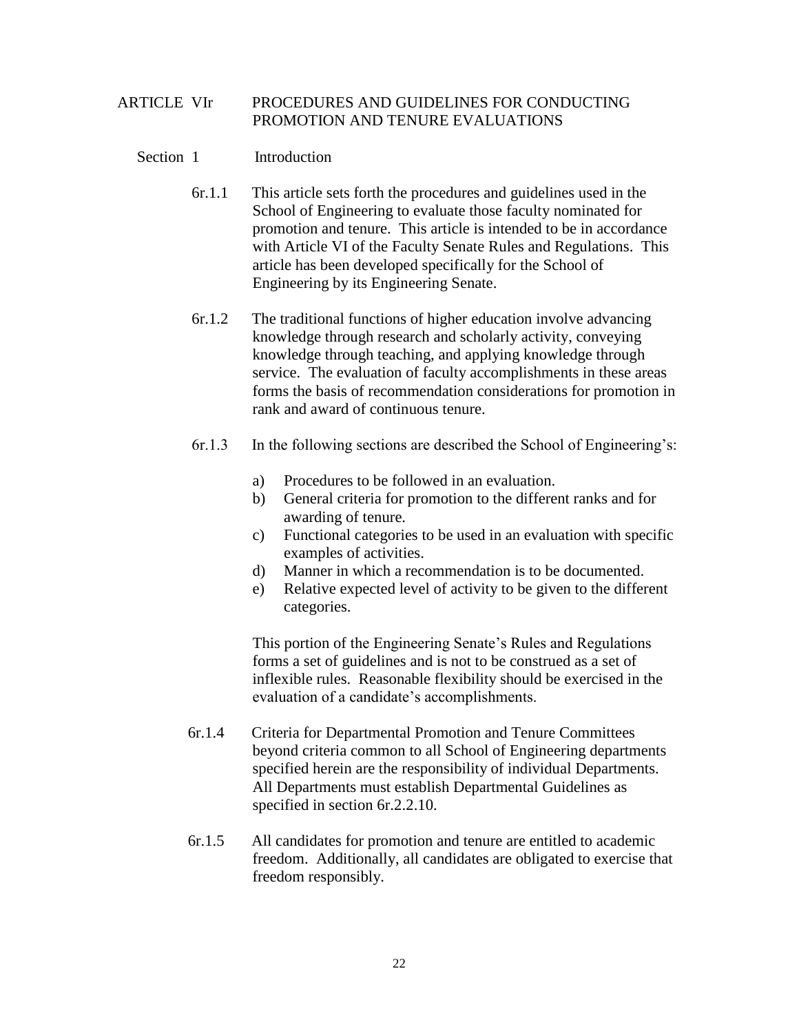# ARTICLE VIr PROCEDURES AND GUIDELINES FOR CONDUCTING PROMOTION AND TENURE EVALUATIONS

## Section 1 Introduction

6r.1.1 This article sets forth the procedures and guidelines used in the School of Engineering to evaluate those faculty nominated for promotion and tenure. This article is intended to be in accordance with Article VI of the Faculty Senate Rules and Regulations. This article has been developed specifically for the School of Engineering by its Engineering Senate.

6r.1.2 The traditional functions of higher education involve advancing knowledge through research and scholarly activity, conveying knowledge through teaching, and applying knowledge through service. The evaluation of faculty accomplishments in these areas forms the basis of recommendation considerations for promotion in rank and award of continuous tenure.

6r.1.3 In the following sections are described the School of Engineering's:

a) Procedures to be followed in an evaluation.
b) General criteria for promotion to the different ranks and for awarding of tenure.
c) Functional categories to be used in an evaluation with specific examples of activities.
d) Manner in which a recommendation is to be documented.
e) Relative expected level of activity to be given to the different categories.

This portion of the Engineering Senate's Rules and Regulations forms a set of guidelines and is not to be construed as a set of inflexible rules. Reasonable flexibility should be exercised in the evaluation of a candidate's accomplishments.

6r.1.4 Criteria for Departmental Promotion and Tenure Committees beyond criteria common to all School of Engineering departments specified herein are the responsibility of individual Departments. All Departments must establish Departmental Guidelines as specified in section 6r.2.2.10.

6r.1.5 All candidates for promotion and tenure are entitled to academic freedom. Additionally, all candidates are obligated to exercise that freedom responsibly.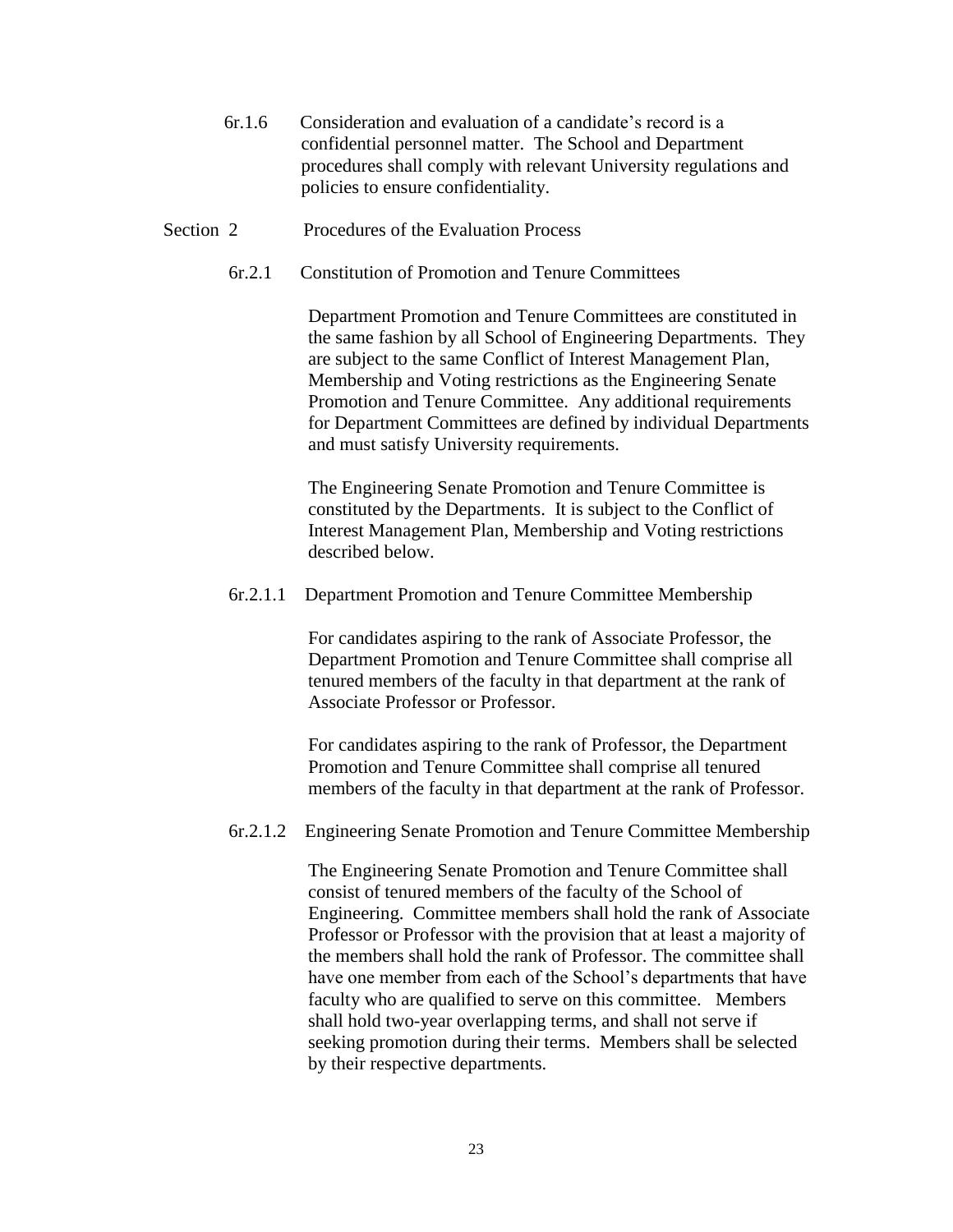6r.1.6 Consideration and evaluation of a candidate's record is a confidential personnel matter. The School and Department procedures shall comply with relevant University regulations and policies to ensure confidentiality.

## Section 2 Procedures of the Evaluation Process

### 6r.2.1 Constitution of Promotion and Tenure Committees

Department Promotion and Tenure Committees are constituted in the same fashion by all School of Engineering Departments. They are subject to the same Conflict of Interest Management Plan, Membership and Voting restrictions as the Engineering Senate Promotion and Tenure Committee. Any additional requirements for Department Committees are defined by individual Departments and must satisfy University requirements.

The Engineering Senate Promotion and Tenure Committee is constituted by the Departments. It is subject to the Conflict of Interest Management Plan, Membership and Voting restrictions described below.

#### 6r.2.1.1 Department Promotion and Tenure Committee Membership

For candidates aspiring to the rank of Associate Professor, the Department Promotion and Tenure Committee shall comprise all tenured members of the faculty in that department at the rank of Associate Professor or Professor.

For candidates aspiring to the rank of Professor, the Department Promotion and Tenure Committee shall comprise all tenured members of the faculty in that department at the rank of Professor.

#### 6r.2.1.2 Engineering Senate Promotion and Tenure Committee Membership

The Engineering Senate Promotion and Tenure Committee shall consist of tenured members of the faculty of the School of Engineering. Committee members shall hold the rank of Associate Professor or Professor with the provision that at least a majority of the members shall hold the rank of Professor. The committee shall have one member from each of the School's departments that have faculty who are qualified to serve on this committee. Members shall hold two-year overlapping terms, and shall not serve if seeking promotion during their terms. Members shall be selected by their respective departments.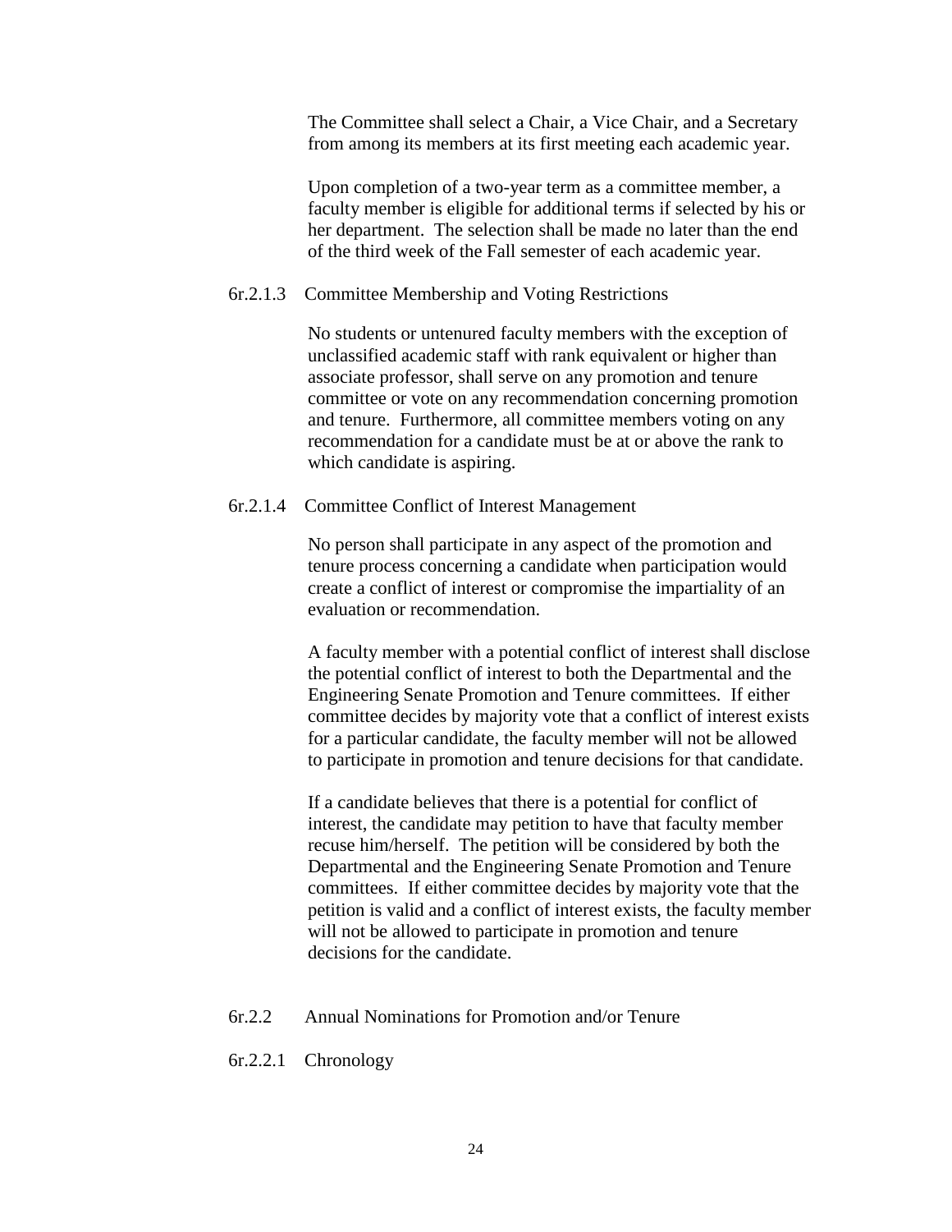The Committee shall select a Chair, a Vice Chair, and a Secretary from among its members at its first meeting each academic year.

Upon completion of a two-year term as a committee member, a faculty member is eligible for additional terms if selected by his or her department. The selection shall be made no later than the end of the third week of the Fall semester of each academic year.

#### 6r.2.1.3 Committee Membership and Voting Restrictions

No students or untenured faculty members with the exception of unclassified academic staff with rank equivalent or higher than associate professor, shall serve on any promotion and tenure committee or vote on any recommendation concerning promotion and tenure. Furthermore, all committee members voting on any recommendation for a candidate must be at or above the rank to which candidate is aspiring.

#### 6r.2.1.4 Committee Conflict of Interest Management

No person shall participate in any aspect of the promotion and tenure process concerning a candidate when participation would create a conflict of interest or compromise the impartiality of an evaluation or recommendation.

A faculty member with a potential conflict of interest shall disclose the potential conflict of interest to both the Departmental and the Engineering Senate Promotion and Tenure committees. If either committee decides by majority vote that a conflict of interest exists for a particular candidate, the faculty member will not be allowed to participate in promotion and tenure decisions for that candidate.

If a candidate believes that there is a potential for conflict of interest, the candidate may petition to have that faculty member recuse him/herself. The petition will be considered by both the Departmental and the Engineering Senate Promotion and Tenure committees. If either committee decides by majority vote that the petition is valid and a conflict of interest exists, the faculty member will not be allowed to participate in promotion and tenure decisions for the candidate.

### 6r.2.2 Annual Nominations for Promotion and/or Tenure

#### 6r.2.2.1 Chronology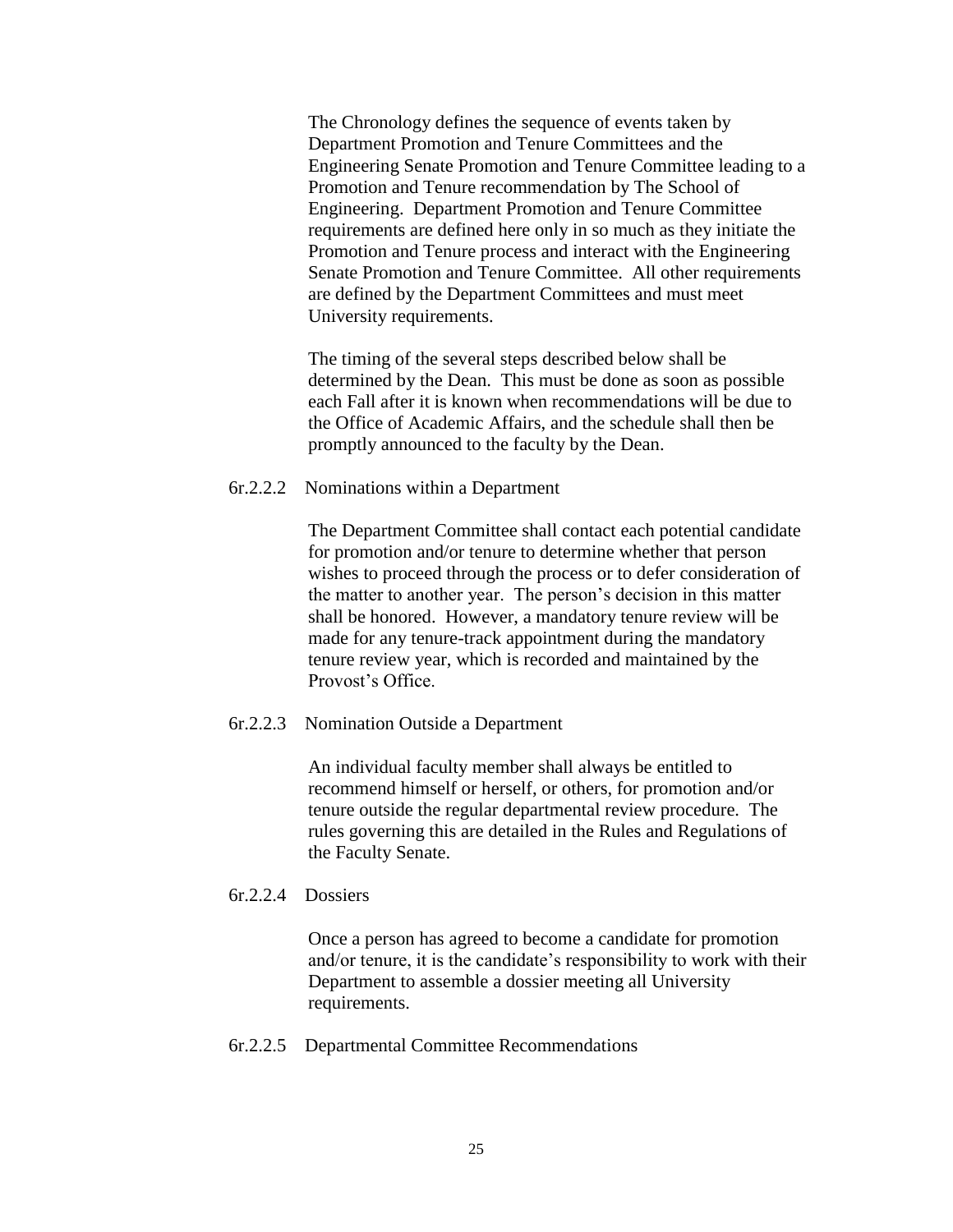The Chronology defines the sequence of events taken by Department Promotion and Tenure Committees and the Engineering Senate Promotion and Tenure Committee leading to a Promotion and Tenure recommendation by The School of Engineering. Department Promotion and Tenure Committee requirements are defined here only in so much as they initiate the Promotion and Tenure process and interact with the Engineering Senate Promotion and Tenure Committee. All other requirements are defined by the Department Committees and must meet University requirements.

The timing of the several steps described below shall be determined by the Dean. This must be done as soon as possible each Fall after it is known when recommendations will be due to the Office of Academic Affairs, and the schedule shall then be promptly announced to the faculty by the Dean.

6r.2.2.2 Nominations within a Department

The Department Committee shall contact each potential candidate for promotion and/or tenure to determine whether that person wishes to proceed through the process or to defer consideration of the matter to another year. The person's decision in this matter shall be honored. However, a mandatory tenure review will be made for any tenure-track appointment during the mandatory tenure review year, which is recorded and maintained by the Provost's Office.

6r.2.2.3 Nomination Outside a Department

An individual faculty member shall always be entitled to recommend himself or herself, or others, for promotion and/or tenure outside the regular departmental review procedure. The rules governing this are detailed in the Rules and Regulations of the Faculty Senate.

6r.2.2.4 Dossiers

Once a person has agreed to become a candidate for promotion and/or tenure, it is the candidate's responsibility to work with their Department to assemble a dossier meeting all University requirements.

6r.2.2.5 Departmental Committee Recommendations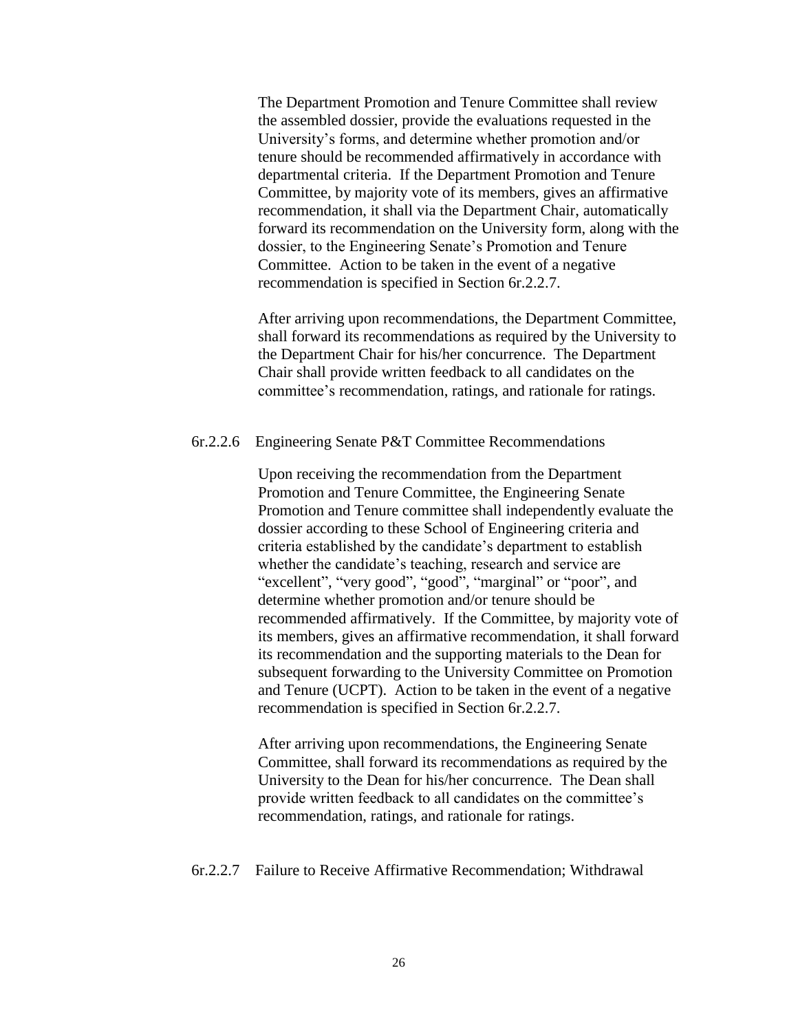The Department Promotion and Tenure Committee shall review the assembled dossier, provide the evaluations requested in the University's forms, and determine whether promotion and/or tenure should be recommended affirmatively in accordance with departmental criteria. If the Department Promotion and Tenure Committee, by majority vote of its members, gives an affirmative recommendation, it shall via the Department Chair, automatically forward its recommendation on the University form, along with the dossier, to the Engineering Senate's Promotion and Tenure Committee. Action to be taken in the event of a negative recommendation is specified in Section 6r.2.2.7.

After arriving upon recommendations, the Department Committee, shall forward its recommendations as required by the University to the Department Chair for his/her concurrence. The Department Chair shall provide written feedback to all candidates on the committee's recommendation, ratings, and rationale for ratings.

#### 6r.2.2.6 Engineering Senate P&T Committee Recommendations

Upon receiving the recommendation from the Department Promotion and Tenure Committee, the Engineering Senate Promotion and Tenure committee shall independently evaluate the dossier according to these School of Engineering criteria and criteria established by the candidate's department to establish whether the candidate's teaching, research and service are "excellent", "very good", "good", "marginal" or "poor", and determine whether promotion and/or tenure should be recommended affirmatively. If the Committee, by majority vote of its members, gives an affirmative recommendation, it shall forward its recommendation and the supporting materials to the Dean for subsequent forwarding to the University Committee on Promotion and Tenure (UCPT). Action to be taken in the event of a negative recommendation is specified in Section 6r.2.2.7.

After arriving upon recommendations, the Engineering Senate Committee, shall forward its recommendations as required by the University to the Dean for his/her concurrence. The Dean shall provide written feedback to all candidates on the committee's recommendation, ratings, and rationale for ratings.

#### 6r.2.2.7 Failure to Receive Affirmative Recommendation; Withdrawal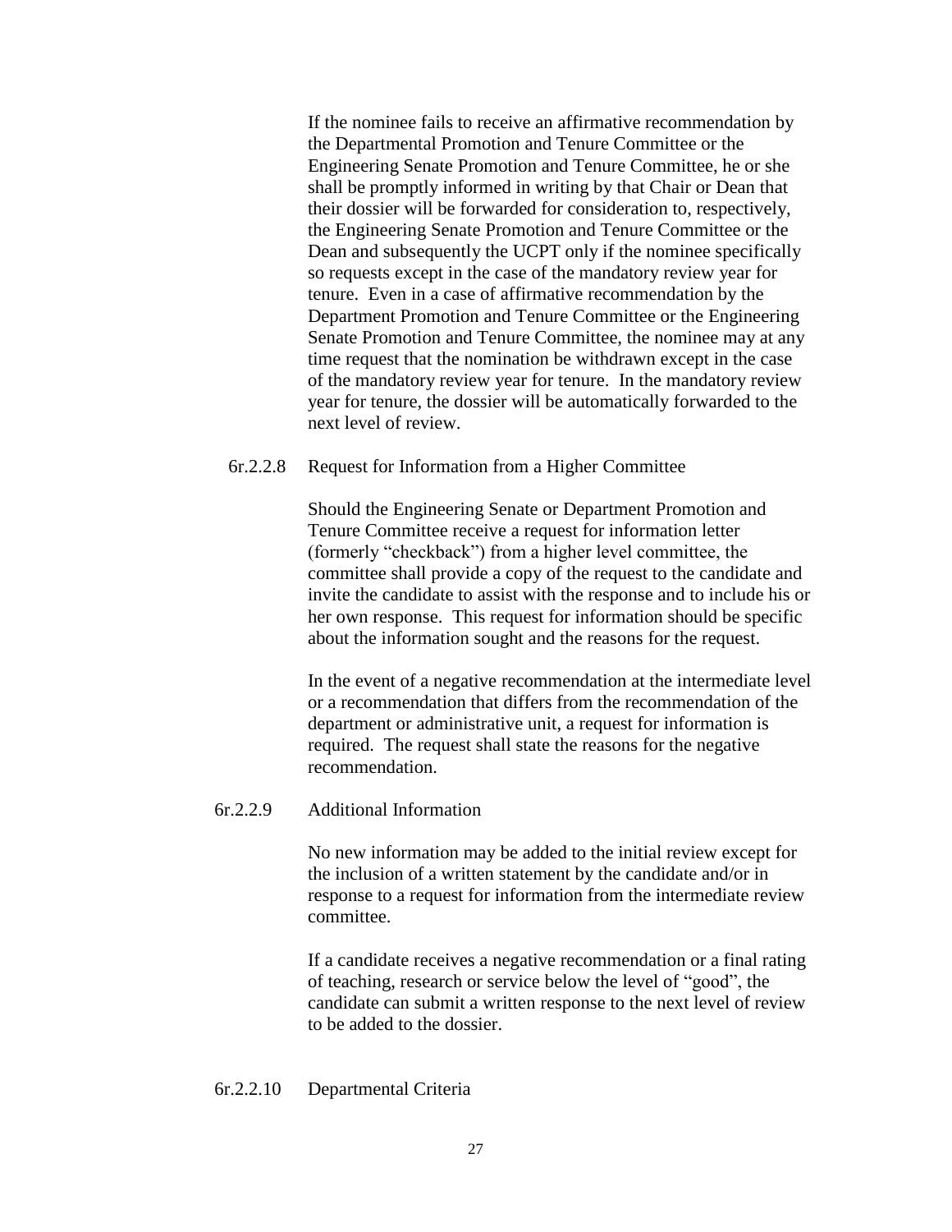If the nominee fails to receive an affirmative recommendation by the Departmental Promotion and Tenure Committee or the Engineering Senate Promotion and Tenure Committee, he or she shall be promptly informed in writing by that Chair or Dean that their dossier will be forwarded for consideration to, respectively, the Engineering Senate Promotion and Tenure Committee or the Dean and subsequently the UCPT only if the nominee specifically so requests except in the case of the mandatory review year for tenure. Even in a case of affirmative recommendation by the Department Promotion and Tenure Committee or the Engineering Senate Promotion and Tenure Committee, the nominee may at any time request that the nomination be withdrawn except in the case of the mandatory review year for tenure. In the mandatory review year for tenure, the dossier will be automatically forwarded to the next level of review.

6r.2.2.8 Request for Information from a Higher Committee

Should the Engineering Senate or Department Promotion and Tenure Committee receive a request for information letter (formerly “checkback”) from a higher level committee, the committee shall provide a copy of the request to the candidate and invite the candidate to assist with the response and to include his or her own response. This request for information should be specific about the information sought and the reasons for the request.

In the event of a negative recommendation at the intermediate level or a recommendation that differs from the recommendation of the department or administrative unit, a request for information is required. The request shall state the reasons for the negative recommendation.

6r.2.2.9 Additional Information

No new information may be added to the initial review except for the inclusion of a written statement by the candidate and/or in response to a request for information from the intermediate review committee.

If a candidate receives a negative recommendation or a final rating of teaching, research or service below the level of “good”, the candidate can submit a written response to the next level of review to be added to the dossier.

6r.2.2.10 Departmental Criteria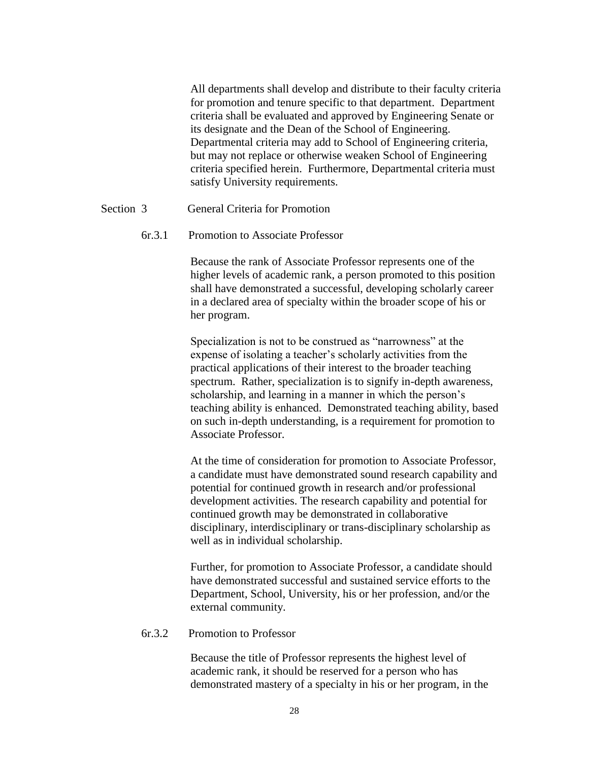All departments shall develop and distribute to their faculty criteria for promotion and tenure specific to that department. Department criteria shall be evaluated and approved by Engineering Senate or its designate and the Dean of the School of Engineering. Departmental criteria may add to School of Engineering criteria, but may not replace or otherwise weaken School of Engineering criteria specified herein. Furthermore, Departmental criteria must satisfy University requirements.

## Section 3 General Criteria for Promotion

### 6r.3.1 Promotion to Associate Professor

Because the rank of Associate Professor represents one of the higher levels of academic rank, a person promoted to this position shall have demonstrated a successful, developing scholarly career in a declared area of specialty within the broader scope of his or her program.

Specialization is not to be construed as "narrowness" at the expense of isolating a teacher's scholarly activities from the practical applications of their interest to the broader teaching spectrum. Rather, specialization is to signify in-depth awareness, scholarship, and learning in a manner in which the person's teaching ability is enhanced. Demonstrated teaching ability, based on such in-depth understanding, is a requirement for promotion to Associate Professor.

At the time of consideration for promotion to Associate Professor, a candidate must have demonstrated sound research capability and potential for continued growth in research and/or professional development activities. The research capability and potential for continued growth may be demonstrated in collaborative disciplinary, interdisciplinary or trans-disciplinary scholarship as well as in individual scholarship.

Further, for promotion to Associate Professor, a candidate should have demonstrated successful and sustained service efforts to the Department, School, University, his or her profession, and/or the external community.

### 6r.3.2 Promotion to Professor

Because the title of Professor represents the highest level of academic rank, it should be reserved for a person who has demonstrated mastery of a specialty in his or her program, in the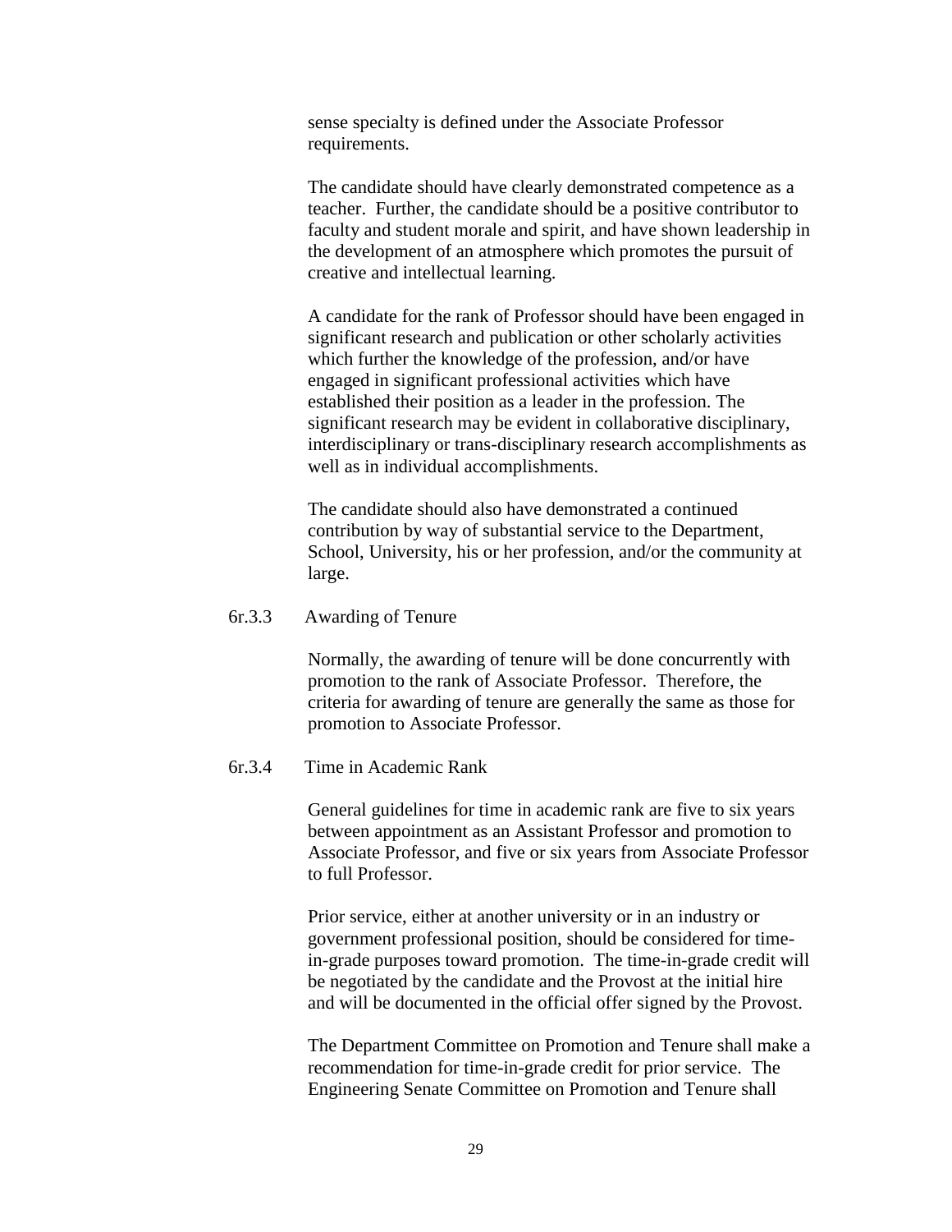sense specialty is defined under the Associate Professor requirements.

The candidate should have clearly demonstrated competence as a teacher. Further, the candidate should be a positive contributor to faculty and student morale and spirit, and have shown leadership in the development of an atmosphere which promotes the pursuit of creative and intellectual learning.

A candidate for the rank of Professor should have been engaged in significant research and publication or other scholarly activities which further the knowledge of the profession, and/or have engaged in significant professional activities which have established their position as a leader in the profession. The significant research may be evident in collaborative disciplinary, interdisciplinary or trans-disciplinary research accomplishments as well as in individual accomplishments.

The candidate should also have demonstrated a continued contribution by way of substantial service to the Department, School, University, his or her profession, and/or the community at large.

6r.3.3 Awarding of Tenure

Normally, the awarding of tenure will be done concurrently with promotion to the rank of Associate Professor. Therefore, the criteria for awarding of tenure are generally the same as those for promotion to Associate Professor.

6r.3.4 Time in Academic Rank

General guidelines for time in academic rank are five to six years between appointment as an Assistant Professor and promotion to Associate Professor, and five or six years from Associate Professor to full Professor.

Prior service, either at another university or in an industry or government professional position, should be considered for time-in-grade purposes toward promotion. The time-in-grade credit will be negotiated by the candidate and the Provost at the initial hire and will be documented in the official offer signed by the Provost.

The Department Committee on Promotion and Tenure shall make a recommendation for time-in-grade credit for prior service. The Engineering Senate Committee on Promotion and Tenure shall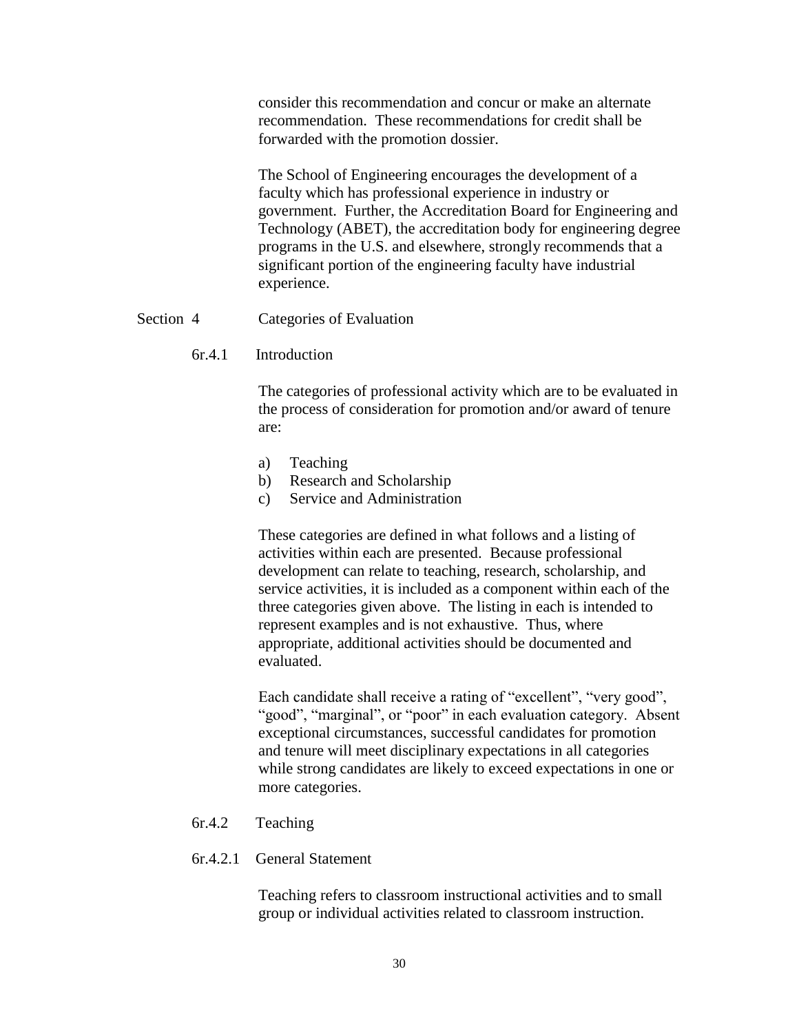consider this recommendation and concur or make an alternate recommendation. These recommendations for credit shall be forwarded with the promotion dossier.

The School of Engineering encourages the development of a faculty which has professional experience in industry or government. Further, the Accreditation Board for Engineering and Technology (ABET), the accreditation body for engineering degree programs in the U.S. and elsewhere, strongly recommends that a significant portion of the engineering faculty have industrial experience.

## Section 4 Categories of Evaluation

### 6r.4.1 Introduction

The categories of professional activity which are to be evaluated in the process of consideration for promotion and/or award of tenure are:

a) Teaching
b) Research and Scholarship
c) Service and Administration

These categories are defined in what follows and a listing of activities within each are presented. Because professional development can relate to teaching, research, scholarship, and service activities, it is included as a component within each of the three categories given above. The listing in each is intended to represent examples and is not exhaustive. Thus, where appropriate, additional activities should be documented and evaluated.

Each candidate shall receive a rating of "excellent", "very good", "good", "marginal", or "poor" in each evaluation category. Absent exceptional circumstances, successful candidates for promotion and tenure will meet disciplinary expectations in all categories while strong candidates are likely to exceed expectations in one or more categories.

### 6r.4.2 Teaching

#### 6r.4.2.1 General Statement

Teaching refers to classroom instructional activities and to small group or individual activities related to classroom instruction.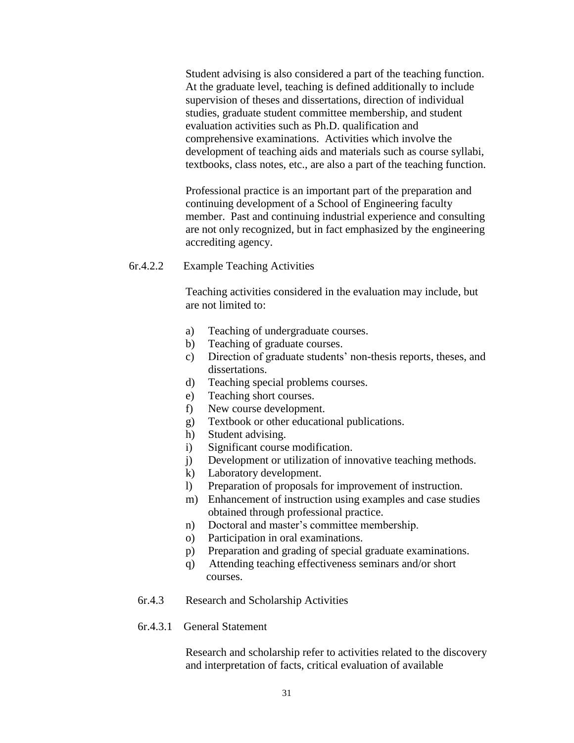Student advising is also considered a part of the teaching function. At the graduate level, teaching is defined additionally to include supervision of theses and dissertations, direction of individual studies, graduate student committee membership, and student evaluation activities such as Ph.D. qualification and comprehensive examinations. Activities which involve the development of teaching aids and materials such as course syllabi, textbooks, class notes, etc., are also a part of the teaching function.

Professional practice is an important part of the preparation and continuing development of a School of Engineering faculty member. Past and continuing industrial experience and consulting are not only recognized, but in fact emphasized by the engineering accrediting agency.

6r.4.2.2 Example Teaching Activities

Teaching activities considered in the evaluation may include, but are not limited to:

a) Teaching of undergraduate courses.
b) Teaching of graduate courses.
c) Direction of graduate students' non-thesis reports, theses, and dissertations.
d) Teaching special problems courses.
e) Teaching short courses.
f) New course development.
g) Textbook or other educational publications.
h) Student advising.
i) Significant course modification.
j) Development or utilization of innovative teaching methods.
k) Laboratory development.
l) Preparation of proposals for improvement of instruction.
m) Enhancement of instruction using examples and case studies obtained through professional practice.
n) Doctoral and master's committee membership.
o) Participation in oral examinations.
p) Preparation and grading of special graduate examinations.
q) Attending teaching effectiveness seminars and/or short courses.

6r.4.3 Research and Scholarship Activities

6r.4.3.1 General Statement

Research and scholarship refer to activities related to the discovery and interpretation of facts, critical evaluation of available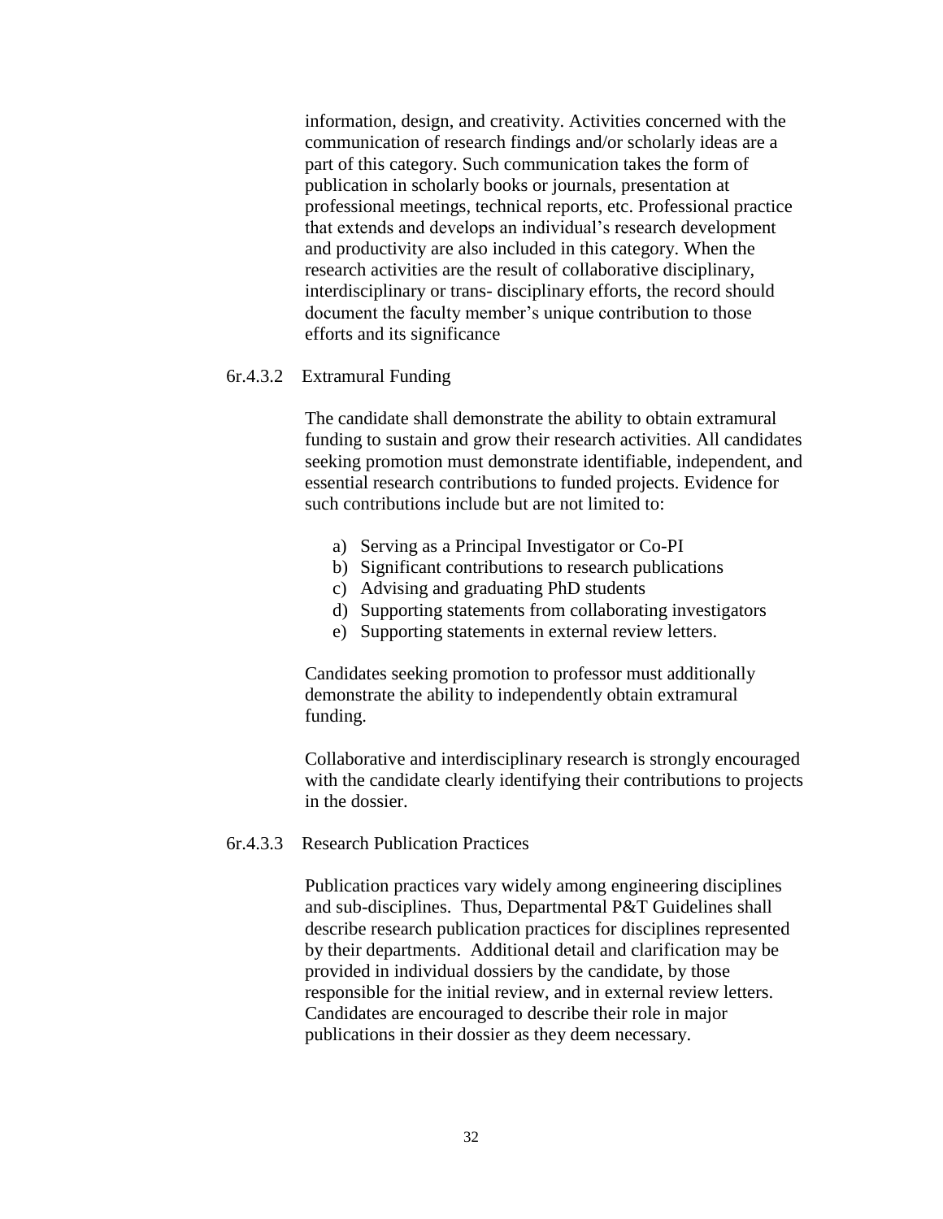information, design, and creativity. Activities concerned with the communication of research findings and/or scholarly ideas are a part of this category. Such communication takes the form of publication in scholarly books or journals, presentation at professional meetings, technical reports, etc. Professional practice that extends and develops an individual's research development and productivity are also included in this category. When the research activities are the result of collaborative disciplinary, interdisciplinary or trans- disciplinary efforts, the record should document the faculty member's unique contribution to those efforts and its significance

#### 6r.4.3.2 Extramural Funding

The candidate shall demonstrate the ability to obtain extramural funding to sustain and grow their research activities. All candidates seeking promotion must demonstrate identifiable, independent, and essential research contributions to funded projects. Evidence for such contributions include but are not limited to:

a) Serving as a Principal Investigator or Co-PI
b) Significant contributions to research publications
c) Advising and graduating PhD students
d) Supporting statements from collaborating investigators
e) Supporting statements in external review letters.

Candidates seeking promotion to professor must additionally demonstrate the ability to independently obtain extramural funding.

Collaborative and interdisciplinary research is strongly encouraged with the candidate clearly identifying their contributions to projects in the dossier.

#### 6r.4.3.3 Research Publication Practices

Publication practices vary widely among engineering disciplines and sub-disciplines. Thus, Departmental P&T Guidelines shall describe research publication practices for disciplines represented by their departments. Additional detail and clarification may be provided in individual dossiers by the candidate, by those responsible for the initial review, and in external review letters. Candidates are encouraged to describe their role in major publications in their dossier as they deem necessary.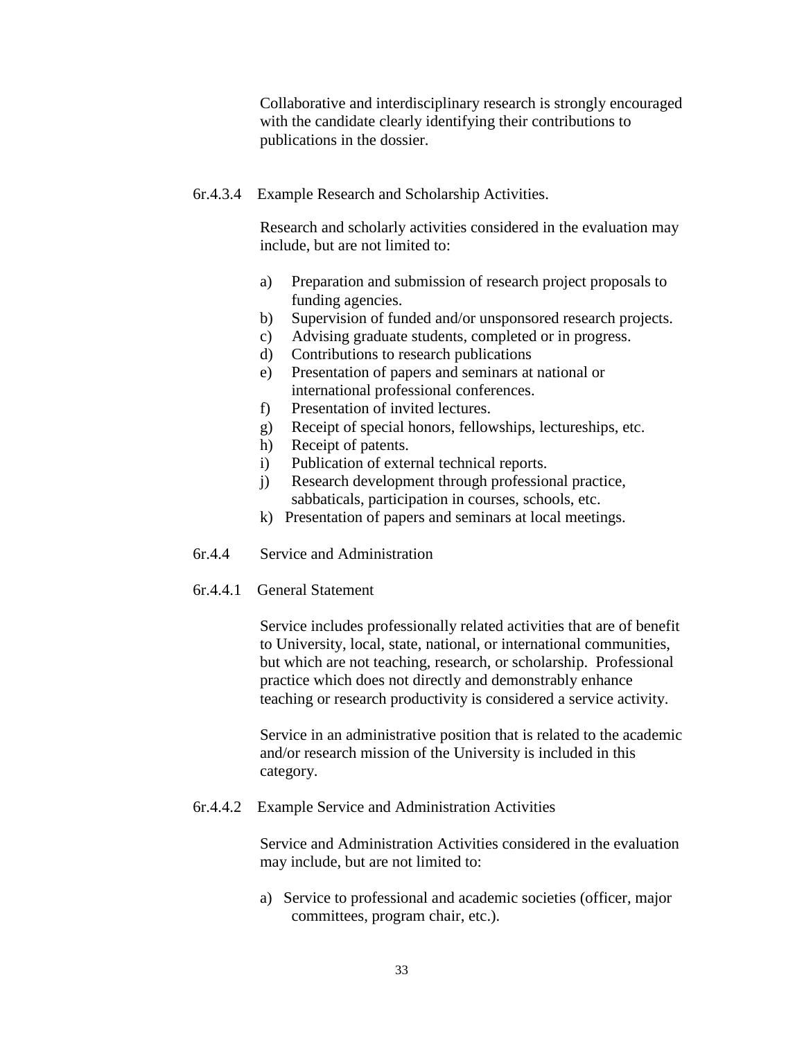Collaborative and interdisciplinary research is strongly encouraged with the candidate clearly identifying their contributions to publications in the dossier.

6r.4.3.4 Example Research and Scholarship Activities.

Research and scholarly activities considered in the evaluation may include, but are not limited to:

a) Preparation and submission of research project proposals to funding agencies.
b) Supervision of funded and/or unsponsored research projects.
c) Advising graduate students, completed or in progress.
d) Contributions to research publications
e) Presentation of papers and seminars at national or international professional conferences.
f) Presentation of invited lectures.
g) Receipt of special honors, fellowships, lectureships, etc.
h) Receipt of patents.
i) Publication of external technical reports.
j) Research development through professional practice, sabbaticals, participation in courses, schools, etc.
k) Presentation of papers and seminars at local meetings.

6r.4.4 Service and Administration

6r.4.4.1 General Statement

Service includes professionally related activities that are of benefit to University, local, state, national, or international communities, but which are not teaching, research, or scholarship. Professional practice which does not directly and demonstrably enhance teaching or research productivity is considered a service activity.

Service in an administrative position that is related to the academic and/or research mission of the University is included in this category.

6r.4.4.2 Example Service and Administration Activities

Service and Administration Activities considered in the evaluation may include, but are not limited to:

a) Service to professional and academic societies (officer, major committees, program chair, etc.).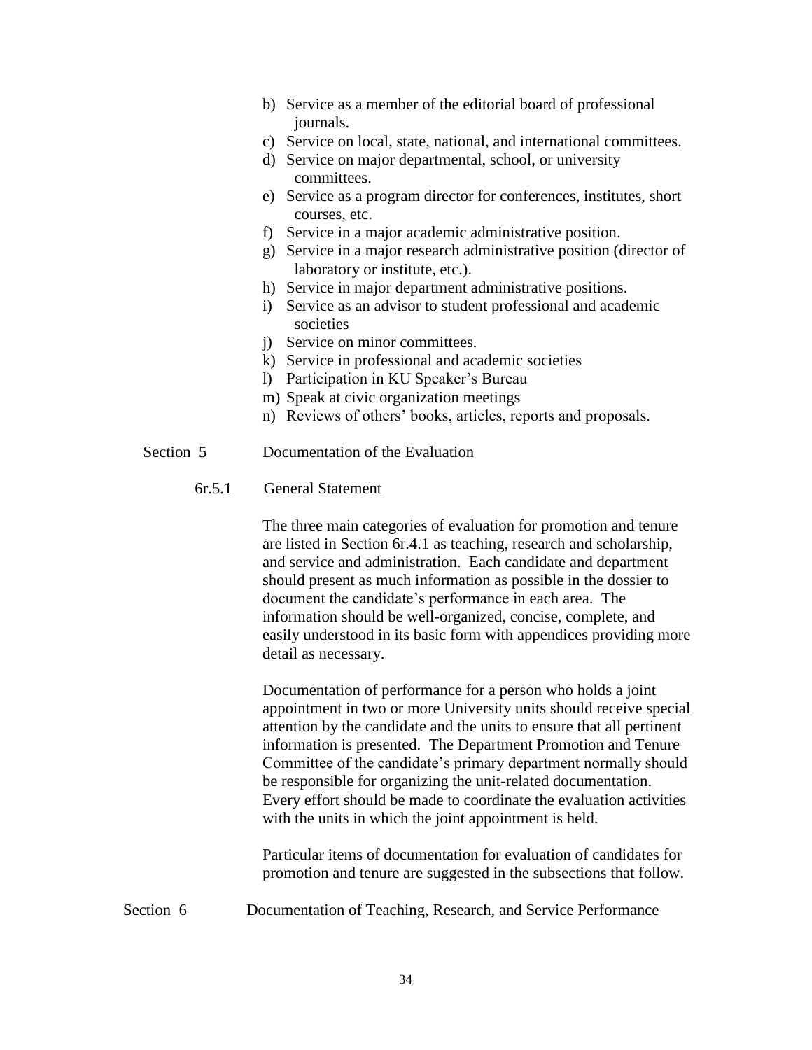b) Service as a member of the editorial board of professional journals.
c) Service on local, state, national, and international committees.
d) Service on major departmental, school, or university committees.
e) Service as a program director for conferences, institutes, short courses, etc.
f) Service in a major academic administrative position.
g) Service in a major research administrative position (director of laboratory or institute, etc.).
h) Service in major department administrative positions.
i) Service as an advisor to student professional and academic societies
j) Service on minor committees.
k) Service in professional and academic societies
l) Participation in KU Speaker's Bureau
m) Speak at civic organization meetings
n) Reviews of others' books, articles, reports and proposals.

## Section 5 Documentation of the Evaluation

### 6r.5.1 General Statement

The three main categories of evaluation for promotion and tenure are listed in Section 6r.4.1 as teaching, research and scholarship, and service and administration. Each candidate and department should present as much information as possible in the dossier to document the candidate's performance in each area. The information should be well-organized, concise, complete, and easily understood in its basic form with appendices providing more detail as necessary.

Documentation of performance for a person who holds a joint appointment in two or more University units should receive special attention by the candidate and the units to ensure that all pertinent information is presented. The Department Promotion and Tenure Committee of the candidate's primary department normally should be responsible for organizing the unit-related documentation. Every effort should be made to coordinate the evaluation activities with the units in which the joint appointment is held.

Particular items of documentation for evaluation of candidates for promotion and tenure are suggested in the subsections that follow.

## Section 6 Documentation of Teaching, Research, and Service Performance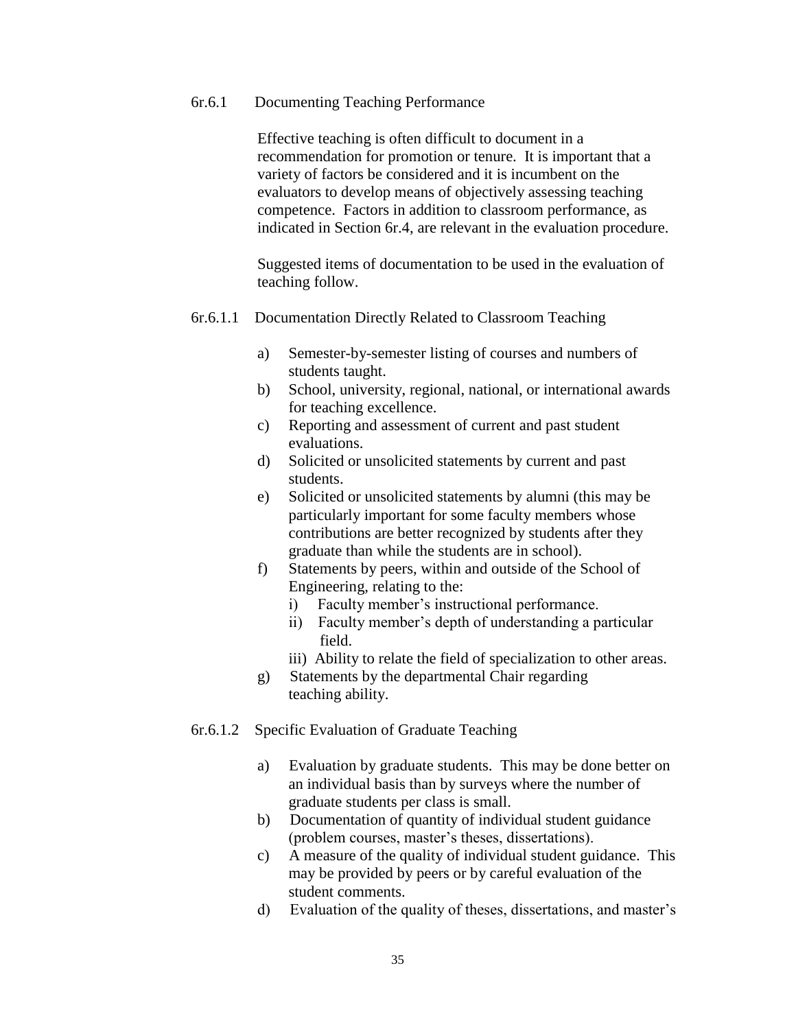### 6r.6.1 Documenting Teaching Performance

Effective teaching is often difficult to document in a recommendation for promotion or tenure. It is important that a variety of factors be considered and it is incumbent on the evaluators to develop means of objectively assessing teaching competence. Factors in addition to classroom performance, as indicated in Section 6r.4, are relevant in the evaluation procedure.

Suggested items of documentation to be used in the evaluation of teaching follow.

#### 6r.6.1.1 Documentation Directly Related to Classroom Teaching

a) Semester-by-semester listing of courses and numbers of students taught.
b) School, university, regional, national, or international awards for teaching excellence.
c) Reporting and assessment of current and past student evaluations.
d) Solicited or unsolicited statements by current and past students.
e) Solicited or unsolicited statements by alumni (this may be particularly important for some faculty members whose contributions are better recognized by students after they graduate than while the students are in school).
f) Statements by peers, within and outside of the School of Engineering, relating to the:
   i) Faculty member's instructional performance.
   ii) Faculty member's depth of understanding a particular field.
   iii) Ability to relate the field of specialization to other areas.
g) Statements by the departmental Chair regarding teaching ability.

#### 6r.6.1.2 Specific Evaluation of Graduate Teaching

a) Evaluation by graduate students. This may be done better on an individual basis than by surveys where the number of graduate students per class is small.
b) Documentation of quantity of individual student guidance (problem courses, master's theses, dissertations).
c) A measure of the quality of individual student guidance. This may be provided by peers or by careful evaluation of the student comments.
d) Evaluation of the quality of theses, dissertations, and master's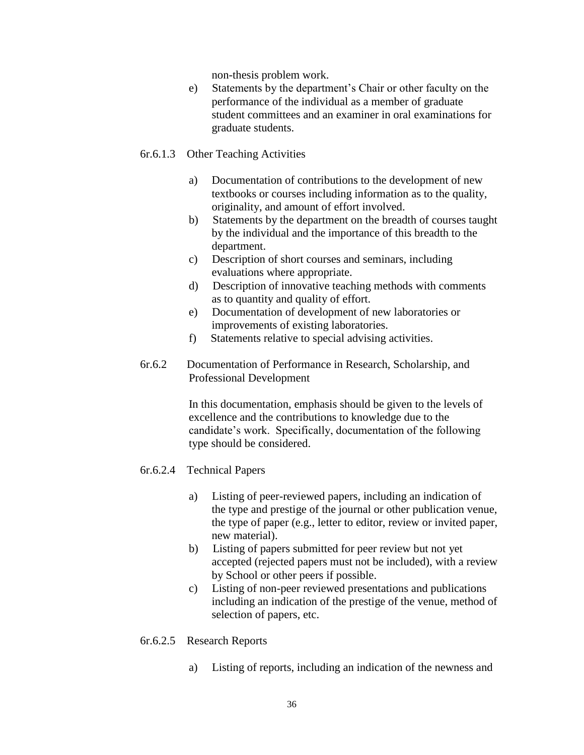non-thesis problem work.

e) Statements by the department's Chair or other faculty on the performance of the individual as a member of graduate student committees and an examiner in oral examinations for graduate students.

6r.6.1.3 Other Teaching Activities

a) Documentation of contributions to the development of new textbooks or courses including information as to the quality, originality, and amount of effort involved.
b) Statements by the department on the breadth of courses taught by the individual and the importance of this breadth to the department.
c) Description of short courses and seminars, including evaluations where appropriate.
d) Description of innovative teaching methods with comments as to quantity and quality of effort.
e) Documentation of development of new laboratories or improvements of existing laboratories.
f) Statements relative to special advising activities.

6r.6.2 Documentation of Performance in Research, Scholarship, and Professional Development

In this documentation, emphasis should be given to the levels of excellence and the contributions to knowledge due to the candidate's work. Specifically, documentation of the following type should be considered.

6r.6.2.4 Technical Papers

a) Listing of peer-reviewed papers, including an indication of the type and prestige of the journal or other publication venue, the type of paper (e.g., letter to editor, review or invited paper, new material).
b) Listing of papers submitted for peer review but not yet accepted (rejected papers must not be included), with a review by School or other peers if possible.
c) Listing of non-peer reviewed presentations and publications including an indication of the prestige of the venue, method of selection of papers, etc.

6r.6.2.5 Research Reports

a) Listing of reports, including an indication of the newness and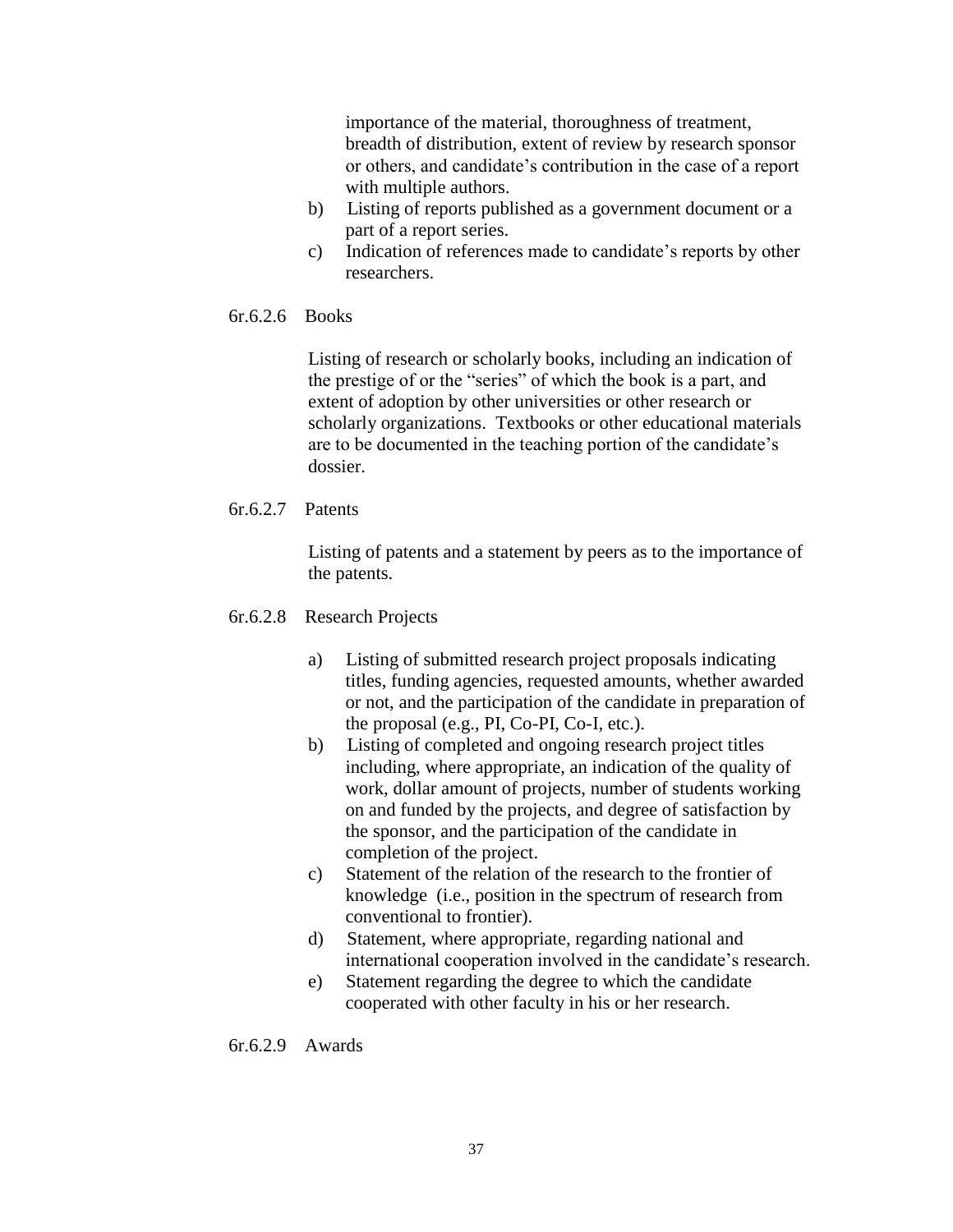importance of the material, thoroughness of treatment, breadth of distribution, extent of review by research sponsor or others, and candidate's contribution in the case of a report with multiple authors.

b) Listing of reports published as a government document or a part of a report series.

c) Indication of references made to candidate's reports by other researchers.

6r.6.2.6 Books

Listing of research or scholarly books, including an indication of the prestige of or the "series" of which the book is a part, and extent of adoption by other universities or other research or scholarly organizations. Textbooks or other educational materials are to be documented in the teaching portion of the candidate's dossier.

6r.6.2.7 Patents

Listing of patents and a statement by peers as to the importance of the patents.

6r.6.2.8 Research Projects

a) Listing of submitted research project proposals indicating titles, funding agencies, requested amounts, whether awarded or not, and the participation of the candidate in preparation of the proposal (e.g., PI, Co-PI, Co-I, etc.).

b) Listing of completed and ongoing research project titles including, where appropriate, an indication of the quality of work, dollar amount of projects, number of students working on and funded by the projects, and degree of satisfaction by the sponsor, and the participation of the candidate in completion of the project.

c) Statement of the relation of the research to the frontier of knowledge (i.e., position in the spectrum of research from conventional to frontier).

d) Statement, where appropriate, regarding national and international cooperation involved in the candidate's research.

e) Statement regarding the degree to which the candidate cooperated with other faculty in his or her research.

6r.6.2.9 Awards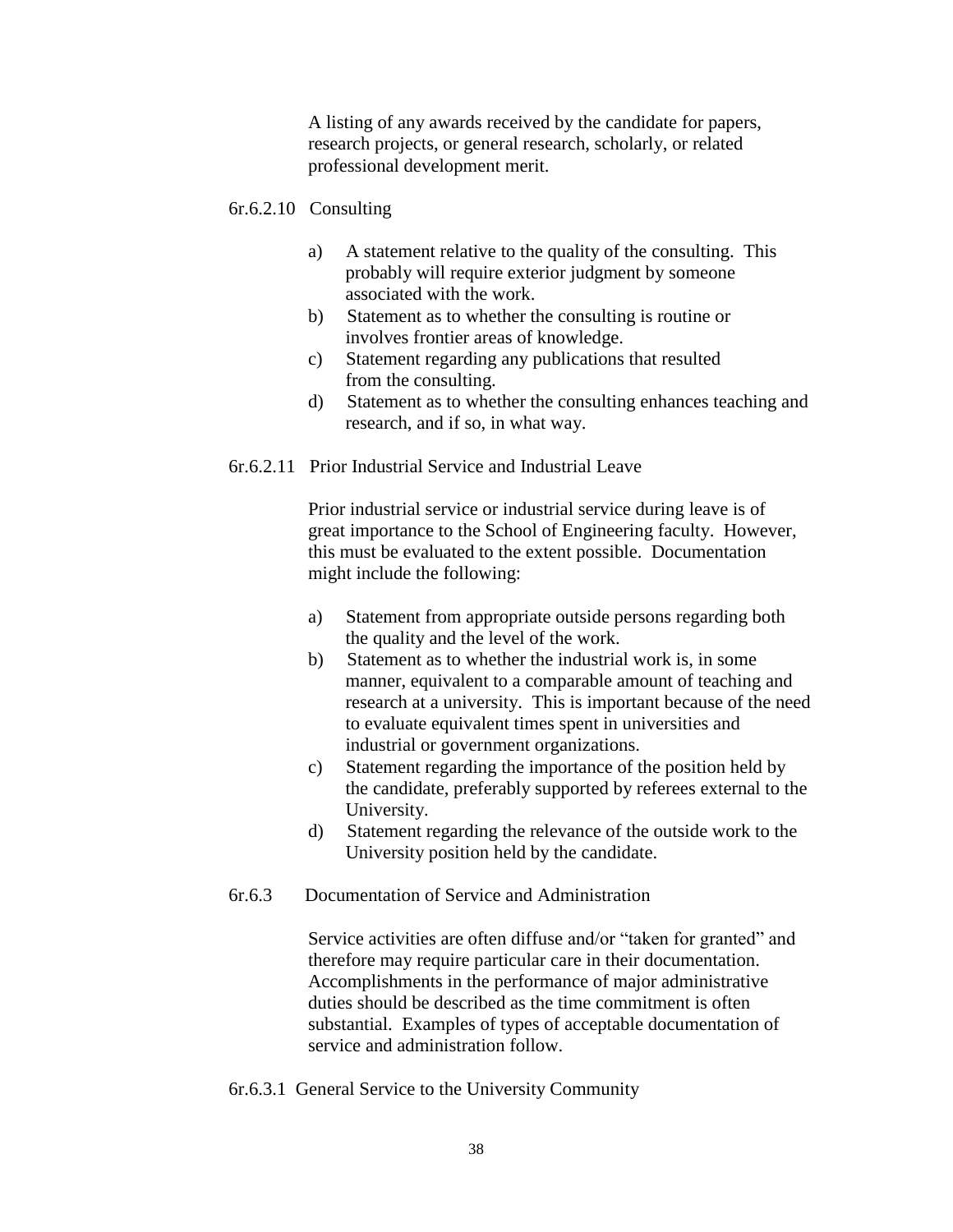A listing of any awards received by the candidate for papers, research projects, or general research, scholarly, or related professional development merit.

6r.6.2.10 Consulting

a) A statement relative to the quality of the consulting. This probably will require exterior judgment by someone associated with the work.
b) Statement as to whether the consulting is routine or involves frontier areas of knowledge.
c) Statement regarding any publications that resulted from the consulting.
d) Statement as to whether the consulting enhances teaching and research, and if so, in what way.

6r.6.2.11 Prior Industrial Service and Industrial Leave

Prior industrial service or industrial service during leave is of great importance to the School of Engineering faculty. However, this must be evaluated to the extent possible. Documentation might include the following:

a) Statement from appropriate outside persons regarding both the quality and the level of the work.
b) Statement as to whether the industrial work is, in some manner, equivalent to a comparable amount of teaching and research at a university. This is important because of the need to evaluate equivalent times spent in universities and industrial or government organizations.
c) Statement regarding the importance of the position held by the candidate, preferably supported by referees external to the University.
d) Statement regarding the relevance of the outside work to the University position held by the candidate.

6r.6.3 Documentation of Service and Administration

Service activities are often diffuse and/or "taken for granted" and therefore may require particular care in their documentation. Accomplishments in the performance of major administrative duties should be described as the time commitment is often substantial. Examples of types of acceptable documentation of service and administration follow.

6r.6.3.1 General Service to the University Community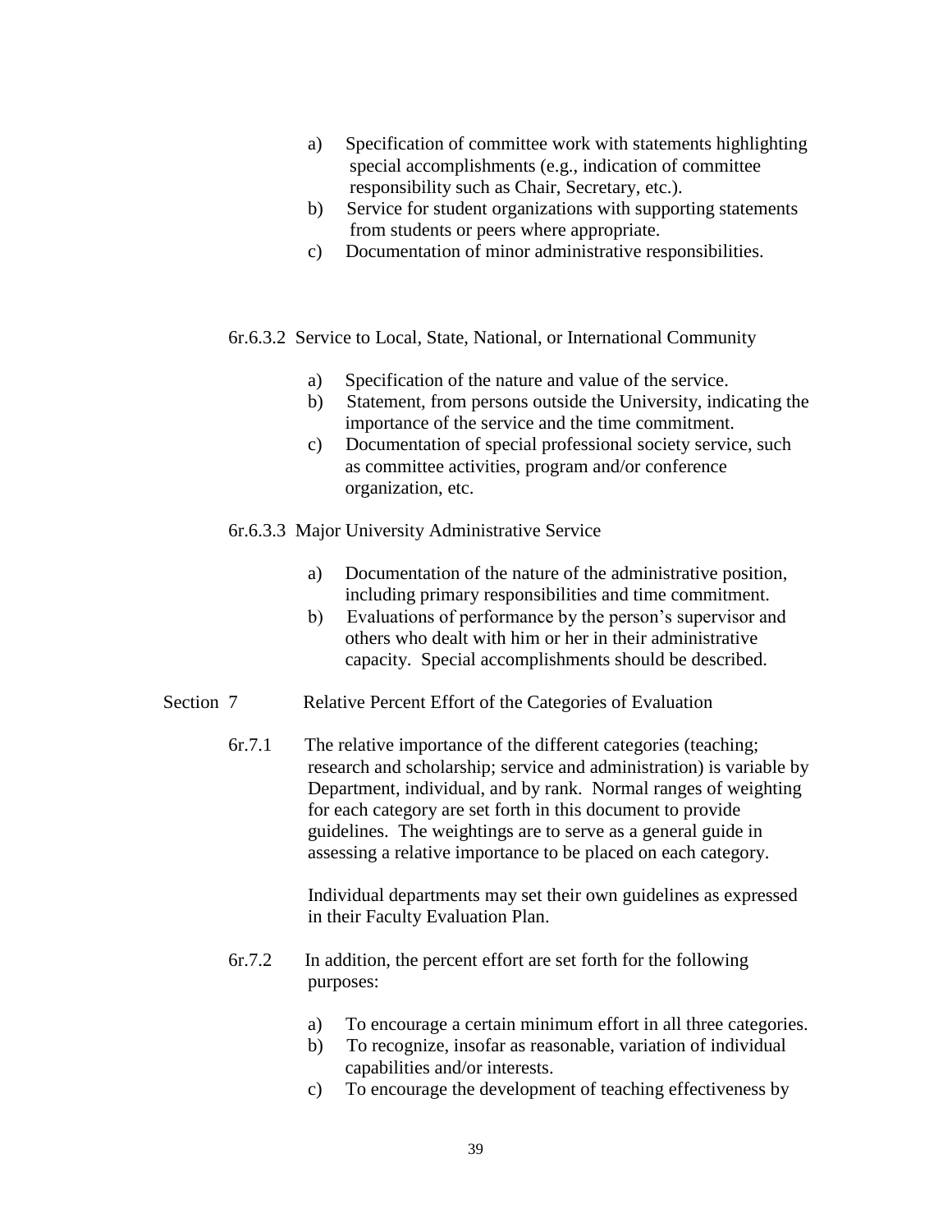a) Specification of committee work with statements highlighting special accomplishments (e.g., indication of committee responsibility such as Chair, Secretary, etc.).
b) Service for student organizations with supporting statements from students or peers where appropriate.
c) Documentation of minor administrative responsibilities.

6r.6.3.2 Service to Local, State, National, or International Community

a) Specification of the nature and value of the service.
b) Statement, from persons outside the University, indicating the importance of the service and the time commitment.
c) Documentation of special professional society service, such as committee activities, program and/or conference organization, etc.

6r.6.3.3 Major University Administrative Service

a) Documentation of the nature of the administrative position, including primary responsibilities and time commitment.
b) Evaluations of performance by the person's supervisor and others who dealt with him or her in their administrative capacity. Special accomplishments should be described.

## Section 7 Relative Percent Effort of the Categories of Evaluation

6r.7.1 The relative importance of the different categories (teaching; research and scholarship; service and administration) is variable by Department, individual, and by rank. Normal ranges of weighting for each category are set forth in this document to provide guidelines. The weightings are to serve as a general guide in assessing a relative importance to be placed on each category.

Individual departments may set their own guidelines as expressed in their Faculty Evaluation Plan.

6r.7.2 In addition, the percent effort are set forth for the following purposes:

a) To encourage a certain minimum effort in all three categories.
b) To recognize, insofar as reasonable, variation of individual capabilities and/or interests.
c) To encourage the development of teaching effectiveness by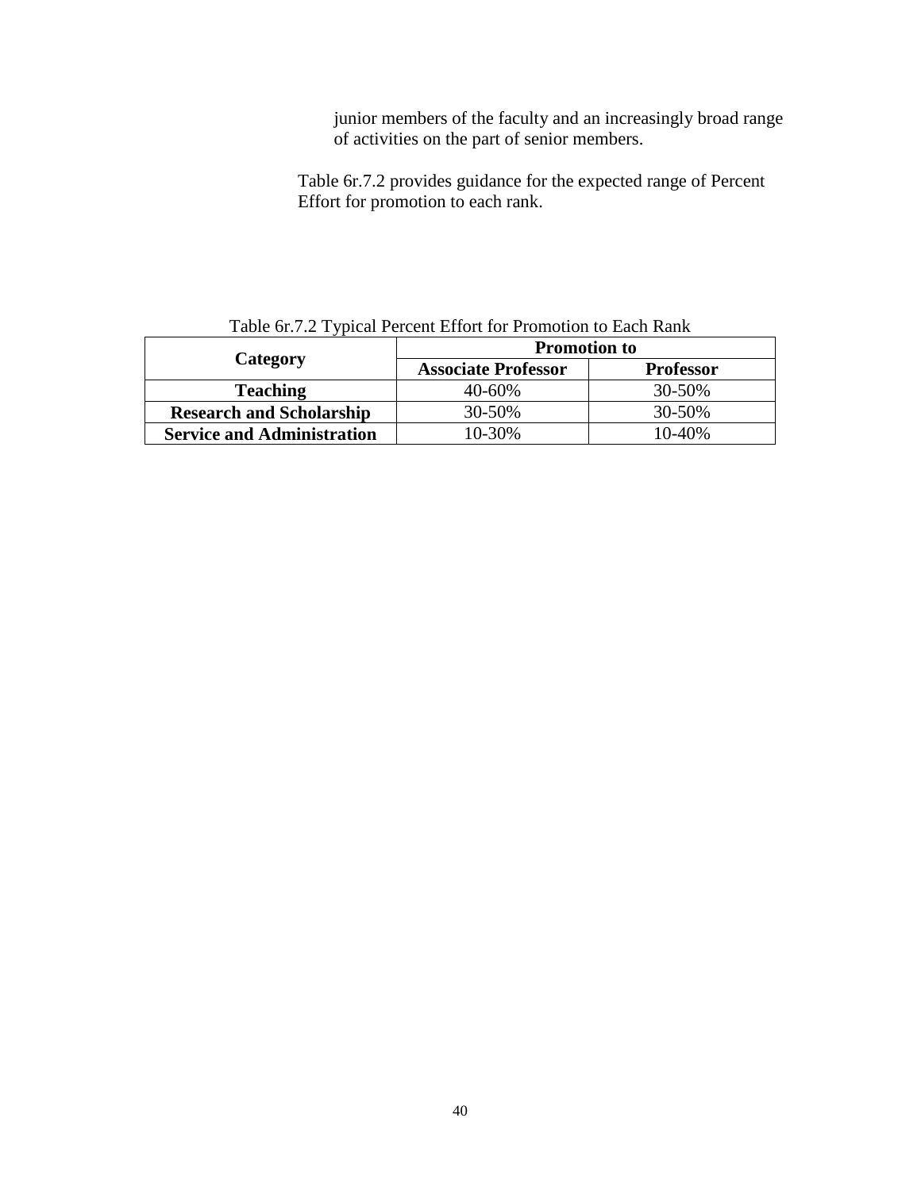junior members of the faculty and an increasingly broad range of activities on the part of senior members.

Table 6r.7.2 provides guidance for the expected range of Percent Effort for promotion to each rank.

Table 6r.7.2 Typical Percent Effort for Promotion to Each Rank

| **Category** | **Promotion to** | |
|---|---|---|
| | **Associate Professor** | **Professor** |
| **Teaching** | 40-60% | 30-50% |
| **Research and Scholarship** | 30-50% | 30-50% |
| **Service and Administration** | 10-30% | 10-40% |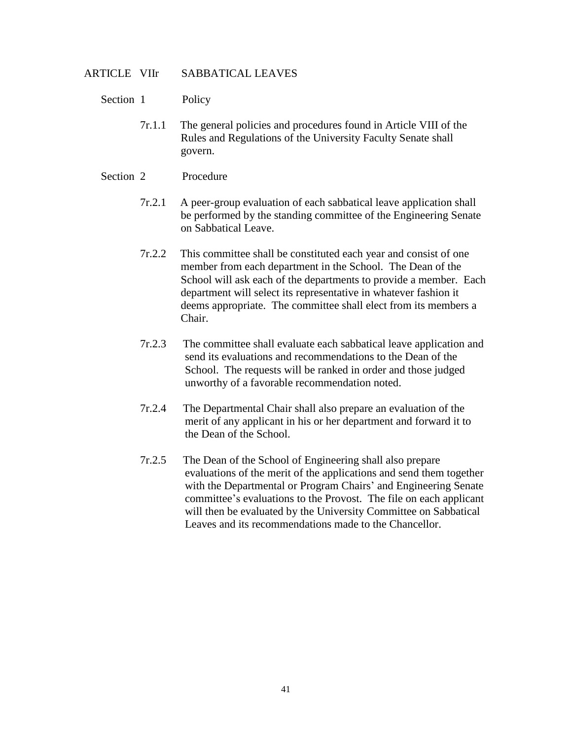## ARTICLE VIIr SABBATICAL LEAVES

### Section 1 Policy

7r.1.1 The general policies and procedures found in Article VIII of the Rules and Regulations of the University Faculty Senate shall govern.

### Section 2 Procedure

7r.2.1 A peer-group evaluation of each sabbatical leave application shall be performed by the standing committee of the Engineering Senate on Sabbatical Leave.

7r.2.2 This committee shall be constituted each year and consist of one member from each department in the School. The Dean of the School will ask each of the departments to provide a member. Each department will select its representative in whatever fashion it deems appropriate. The committee shall elect from its members a Chair.

7r.2.3 The committee shall evaluate each sabbatical leave application and send its evaluations and recommendations to the Dean of the School. The requests will be ranked in order and those judged unworthy of a favorable recommendation noted.

7r.2.4 The Departmental Chair shall also prepare an evaluation of the merit of any applicant in his or her department and forward it to the Dean of the School.

7r.2.5 The Dean of the School of Engineering shall also prepare evaluations of the merit of the applications and send them together with the Departmental or Program Chairs' and Engineering Senate committee's evaluations to the Provost. The file on each applicant will then be evaluated by the University Committee on Sabbatical Leaves and its recommendations made to the Chancellor.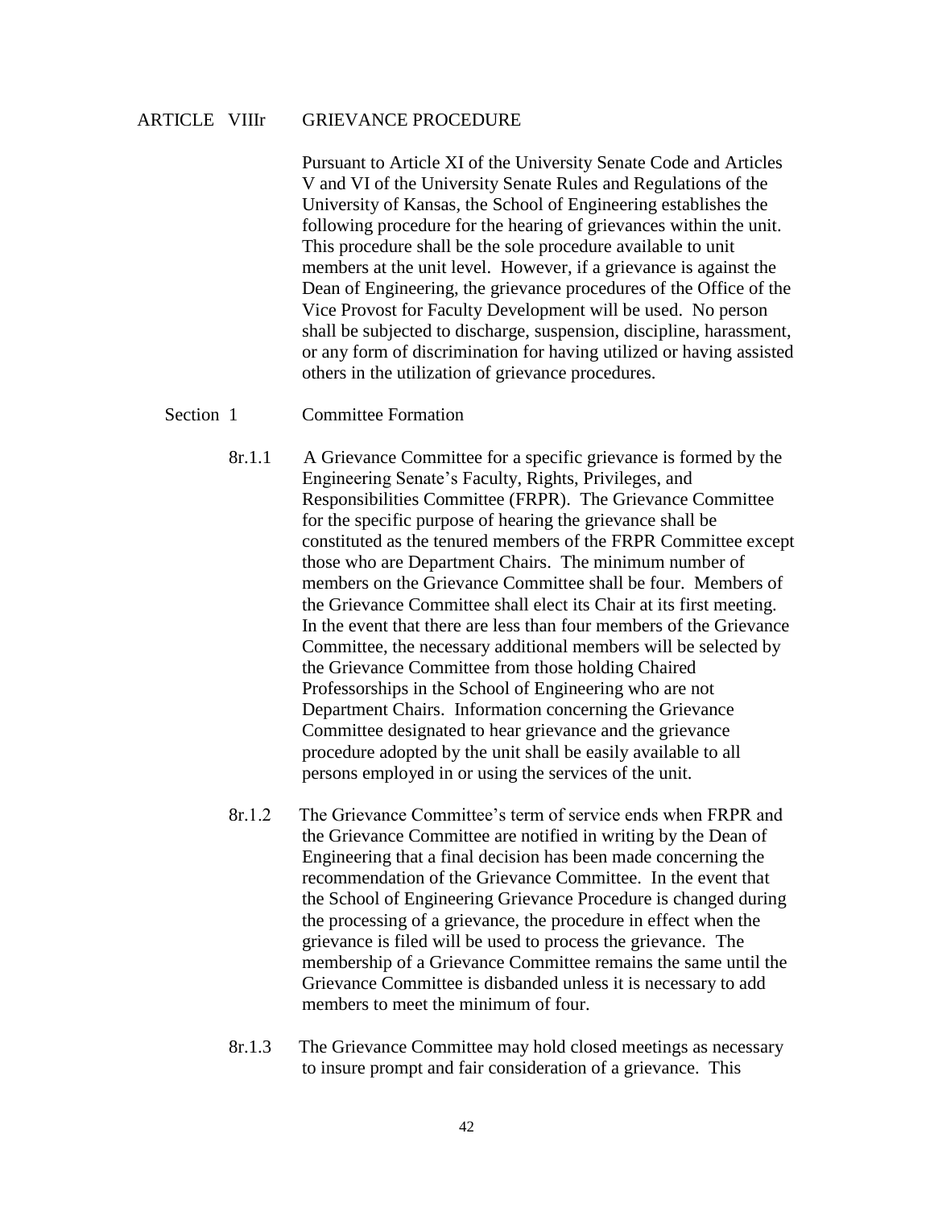## ARTICLE VIIIr GRIEVANCE PROCEDURE

Pursuant to Article XI of the University Senate Code and Articles V and VI of the University Senate Rules and Regulations of the University of Kansas, the School of Engineering establishes the following procedure for the hearing of grievances within the unit. This procedure shall be the sole procedure available to unit members at the unit level. However, if a grievance is against the Dean of Engineering, the grievance procedures of the Office of the Vice Provost for Faculty Development will be used. No person shall be subjected to discharge, suspension, discipline, harassment, or any form of discrimination for having utilized or having assisted others in the utilization of grievance procedures.

### Section 1 Committee Formation

8r.1.1 A Grievance Committee for a specific grievance is formed by the Engineering Senate's Faculty, Rights, Privileges, and Responsibilities Committee (FRPR). The Grievance Committee for the specific purpose of hearing the grievance shall be constituted as the tenured members of the FRPR Committee except those who are Department Chairs. The minimum number of members on the Grievance Committee shall be four. Members of the Grievance Committee shall elect its Chair at its first meeting. In the event that there are less than four members of the Grievance Committee, the necessary additional members will be selected by the Grievance Committee from those holding Chaired Professorships in the School of Engineering who are not Department Chairs. Information concerning the Grievance Committee designated to hear grievance and the grievance procedure adopted by the unit shall be easily available to all persons employed in or using the services of the unit.

8r.1.2 The Grievance Committee's term of service ends when FRPR and the Grievance Committee are notified in writing by the Dean of Engineering that a final decision has been made concerning the recommendation of the Grievance Committee. In the event that the School of Engineering Grievance Procedure is changed during the processing of a grievance, the procedure in effect when the grievance is filed will be used to process the grievance. The membership of a Grievance Committee remains the same until the Grievance Committee is disbanded unless it is necessary to add members to meet the minimum of four.

8r.1.3 The Grievance Committee may hold closed meetings as necessary to insure prompt and fair consideration of a grievance. This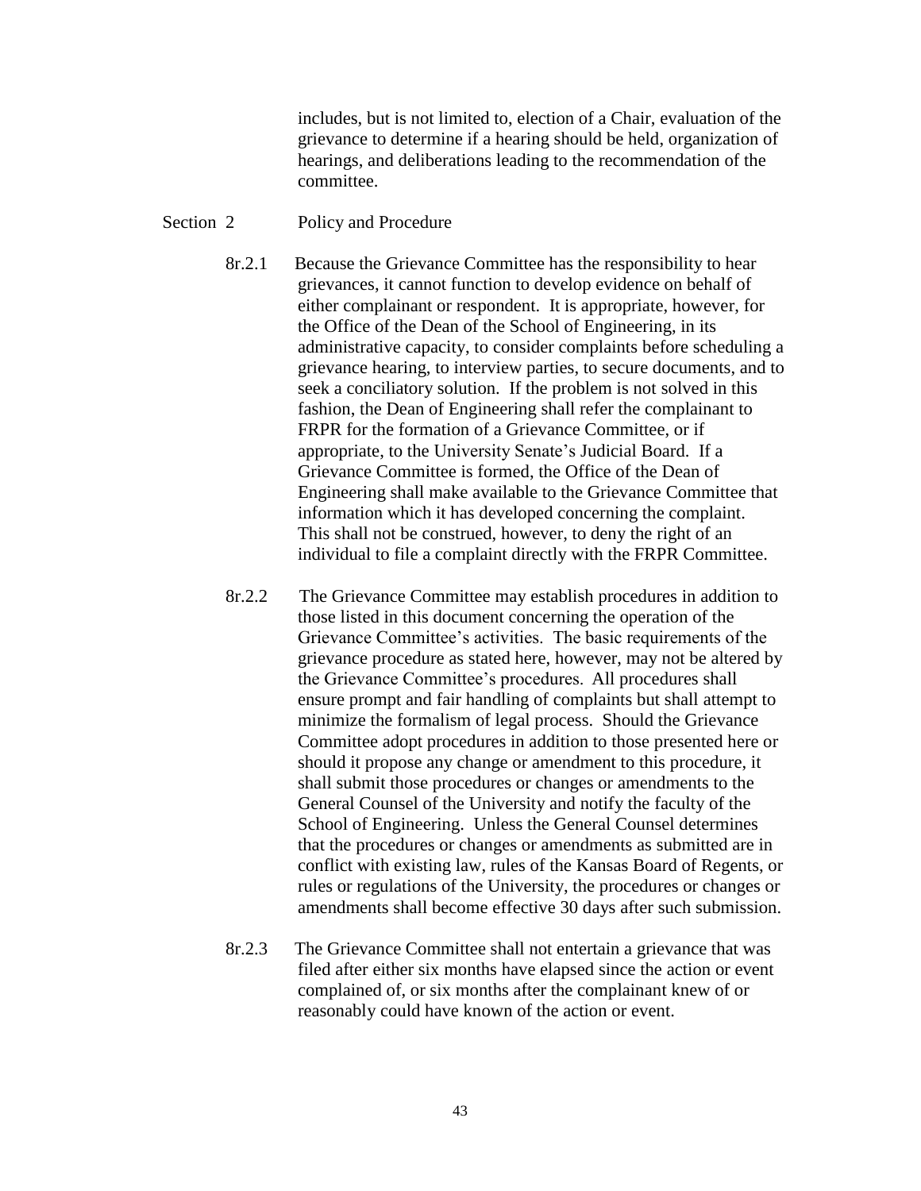includes, but is not limited to, election of a Chair, evaluation of the grievance to determine if a hearing should be held, organization of hearings, and deliberations leading to the recommendation of the committee.

Section 2 Policy and Procedure

8r.2.1 Because the Grievance Committee has the responsibility to hear grievances, it cannot function to develop evidence on behalf of either complainant or respondent. It is appropriate, however, for the Office of the Dean of the School of Engineering, in its administrative capacity, to consider complaints before scheduling a grievance hearing, to interview parties, to secure documents, and to seek a conciliatory solution. If the problem is not solved in this fashion, the Dean of Engineering shall refer the complainant to FRPR for the formation of a Grievance Committee, or if appropriate, to the University Senate's Judicial Board. If a Grievance Committee is formed, the Office of the Dean of Engineering shall make available to the Grievance Committee that information which it has developed concerning the complaint. This shall not be construed, however, to deny the right of an individual to file a complaint directly with the FRPR Committee.

8r.2.2 The Grievance Committee may establish procedures in addition to those listed in this document concerning the operation of the Grievance Committee's activities. The basic requirements of the grievance procedure as stated here, however, may not be altered by the Grievance Committee's procedures. All procedures shall ensure prompt and fair handling of complaints but shall attempt to minimize the formalism of legal process. Should the Grievance Committee adopt procedures in addition to those presented here or should it propose any change or amendment to this procedure, it shall submit those procedures or changes or amendments to the General Counsel of the University and notify the faculty of the School of Engineering. Unless the General Counsel determines that the procedures or changes or amendments as submitted are in conflict with existing law, rules of the Kansas Board of Regents, or rules or regulations of the University, the procedures or changes or amendments shall become effective 30 days after such submission.

8r.2.3 The Grievance Committee shall not entertain a grievance that was filed after either six months have elapsed since the action or event complained of, or six months after the complainant knew of or reasonably could have known of the action or event.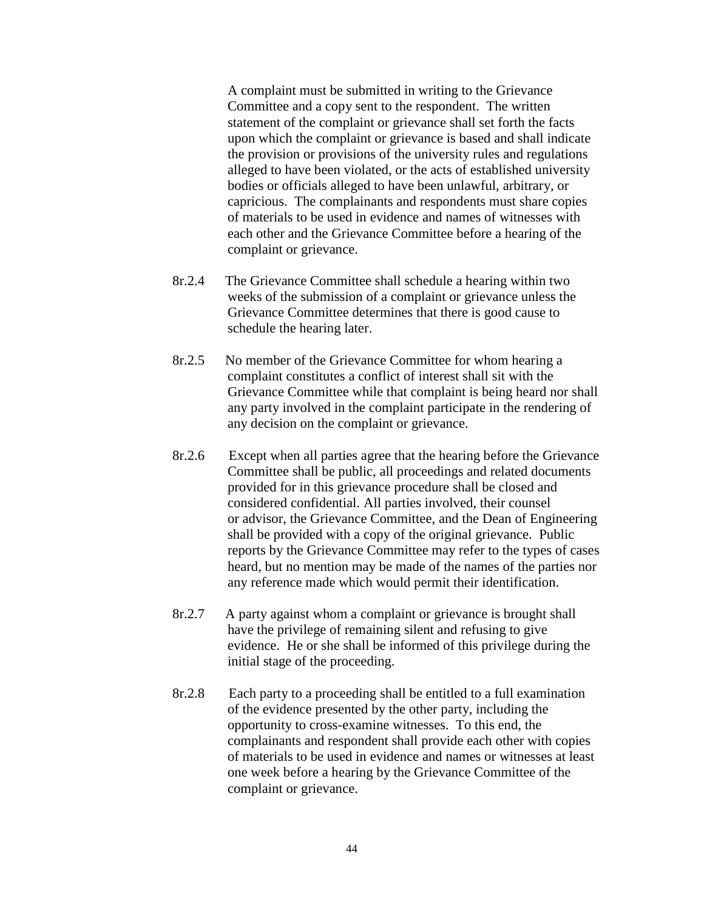A complaint must be submitted in writing to the Grievance Committee and a copy sent to the respondent. The written statement of the complaint or grievance shall set forth the facts upon which the complaint or grievance is based and shall indicate the provision or provisions of the university rules and regulations alleged to have been violated, or the acts of established university bodies or officials alleged to have been unlawful, arbitrary, or capricious. The complainants and respondents must share copies of materials to be used in evidence and names of witnesses with each other and the Grievance Committee before a hearing of the complaint or grievance.

8r.2.4 The Grievance Committee shall schedule a hearing within two weeks of the submission of a complaint or grievance unless the Grievance Committee determines that there is good cause to schedule the hearing later.

8r.2.5 No member of the Grievance Committee for whom hearing a complaint constitutes a conflict of interest shall sit with the Grievance Committee while that complaint is being heard nor shall any party involved in the complaint participate in the rendering of any decision on the complaint or grievance.

8r.2.6 Except when all parties agree that the hearing before the Grievance Committee shall be public, all proceedings and related documents provided for in this grievance procedure shall be closed and considered confidential. All parties involved, their counsel or advisor, the Grievance Committee, and the Dean of Engineering shall be provided with a copy of the original grievance. Public reports by the Grievance Committee may refer to the types of cases heard, but no mention may be made of the names of the parties nor any reference made which would permit their identification.

8r.2.7 A party against whom a complaint or grievance is brought shall have the privilege of remaining silent and refusing to give evidence. He or she shall be informed of this privilege during the initial stage of the proceeding.

8r.2.8 Each party to a proceeding shall be entitled to a full examination of the evidence presented by the other party, including the opportunity to cross-examine witnesses. To this end, the complainants and respondent shall provide each other with copies of materials to be used in evidence and names or witnesses at least one week before a hearing by the Grievance Committee of the complaint or grievance.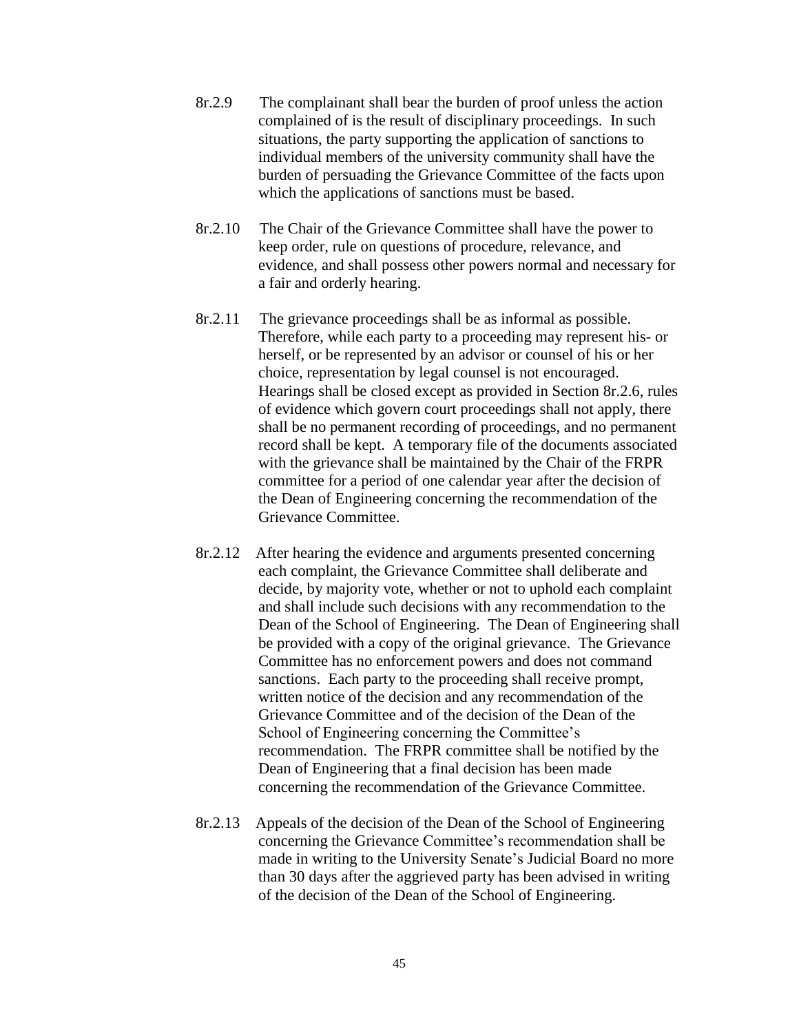8r.2.9 The complainant shall bear the burden of proof unless the action complained of is the result of disciplinary proceedings. In such situations, the party supporting the application of sanctions to individual members of the university community shall have the burden of persuading the Grievance Committee of the facts upon which the applications of sanctions must be based.

8r.2.10 The Chair of the Grievance Committee shall have the power to keep order, rule on questions of procedure, relevance, and evidence, and shall possess other powers normal and necessary for a fair and orderly hearing.

8r.2.11 The grievance proceedings shall be as informal as possible. Therefore, while each party to a proceeding may represent his- or herself, or be represented by an advisor or counsel of his or her choice, representation by legal counsel is not encouraged. Hearings shall be closed except as provided in Section 8r.2.6, rules of evidence which govern court proceedings shall not apply, there shall be no permanent recording of proceedings, and no permanent record shall be kept. A temporary file of the documents associated with the grievance shall be maintained by the Chair of the FRPR committee for a period of one calendar year after the decision of the Dean of Engineering concerning the recommendation of the Grievance Committee.

8r.2.12 After hearing the evidence and arguments presented concerning each complaint, the Grievance Committee shall deliberate and decide, by majority vote, whether or not to uphold each complaint and shall include such decisions with any recommendation to the Dean of the School of Engineering. The Dean of Engineering shall be provided with a copy of the original grievance. The Grievance Committee has no enforcement powers and does not command sanctions. Each party to the proceeding shall receive prompt, written notice of the decision and any recommendation of the Grievance Committee and of the decision of the Dean of the School of Engineering concerning the Committee's recommendation. The FRPR committee shall be notified by the Dean of Engineering that a final decision has been made concerning the recommendation of the Grievance Committee.

8r.2.13 Appeals of the decision of the Dean of the School of Engineering concerning the Grievance Committee's recommendation shall be made in writing to the University Senate's Judicial Board no more than 30 days after the aggrieved party has been advised in writing of the decision of the Dean of the School of Engineering.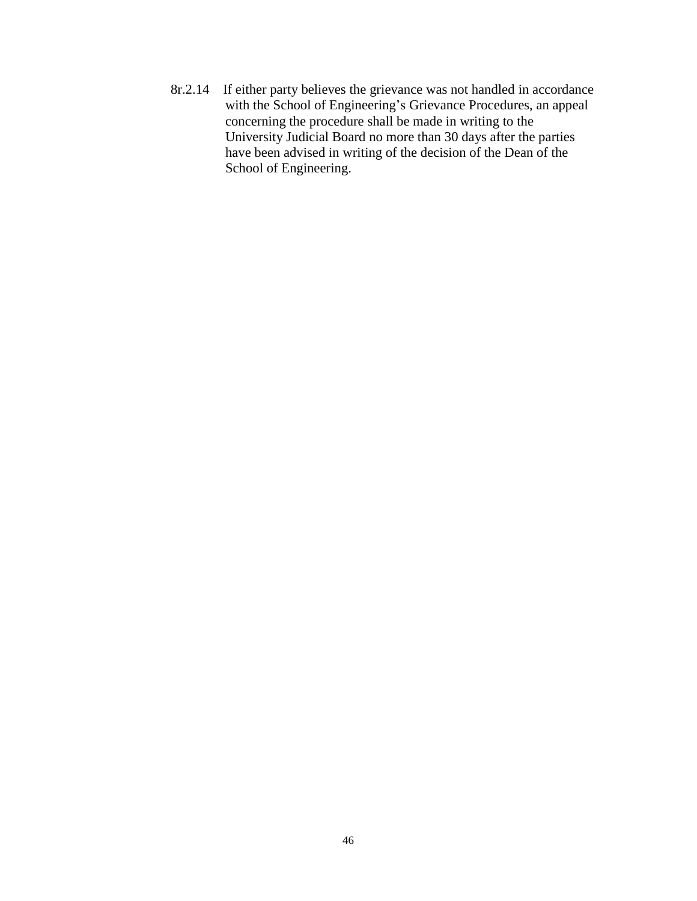8r.2.14 If either party believes the grievance was not handled in accordance with the School of Engineering’s Grievance Procedures, an appeal concerning the procedure shall be made in writing to the University Judicial Board no more than 30 days after the parties have been advised in writing of the decision of the Dean of the School of Engineering.